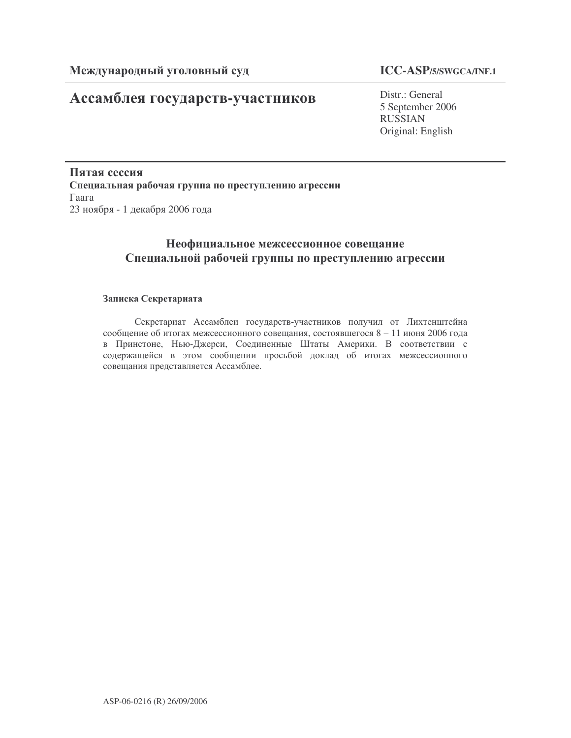**Международный уголовный суд** **ICC-ASP/5/SWGCA/INF.1**

# Ассамблея государств-участников

Distr.: General
5 September 2006
RUSSIAN
Original: English

**Пятая сессия**
**Специальная рабочая группа по преступлению агрессии**
Гаага
23 ноября - 1 декабря 2006 года

## Неофициальное межсессионное совещание Специальной рабочей группы по преступлению агрессии

**Записка Секретариата**

Секретариат Ассамблеи государств-участников получил от Лихтенштейна сообщение об итогах межсессионного совещания, состоявшегося 8 – 11 июня 2006 года в Принстоне, Нью-Джерси, Соединенные Штаты Америки. В соответствии с содержащейся в этом сообщении просьбой доклад об итогах межсессионного совещания представляется Ассамблее.

ASP-06-0216 (R) 26/09/2006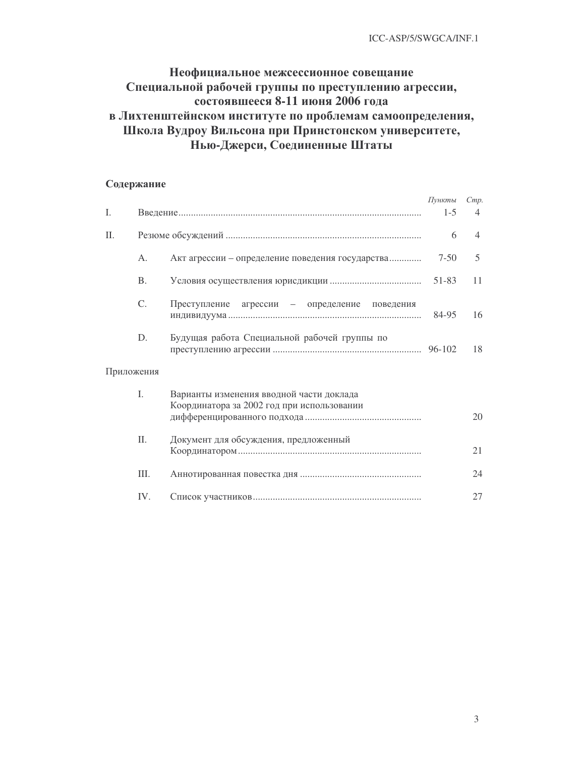# Неофициальное межсессионное совещание Специальной рабочей группы по преступлению агрессии, состоявшееся 8-11 июня 2006 года в Лихтенштейнском институте по проблемам самоопределения, Школа Вудроу Вильсона при Принстонском университете, Нью-Джерси, Соединенные Штаты

## Содержание

| | | | *Пункты* | *Стр.* |
|---|---|---|---|---|
| I. | Введение | | 1-5 | 4 |
| II. | Резюме обсуждений | | 6 | 4 |
| | A. | Акт агрессии – определение поведения государства | 7-50 | 5 |
| | B. | Условия осуществления юрисдикции | 51-83 | 11 |
| | C. | Преступление агрессии – определение поведения индивидуума | 84-95 | 16 |
| | D. | Будущая работа Специальной рабочей группы по преступлению агрессии | 96-102 | 18 |

Приложения

| | | | |
|---|---|---|---|
| I. | Варианты изменения вводной части доклада Координатора за 2002 год при использовании дифференцированного подхода | | 20 |
| II. | Документ для обсуждения, предложенный Координатором | | 21 |
| III. | Аннотированная повестка дня | | 24 |
| IV. | Список участников | | 27 |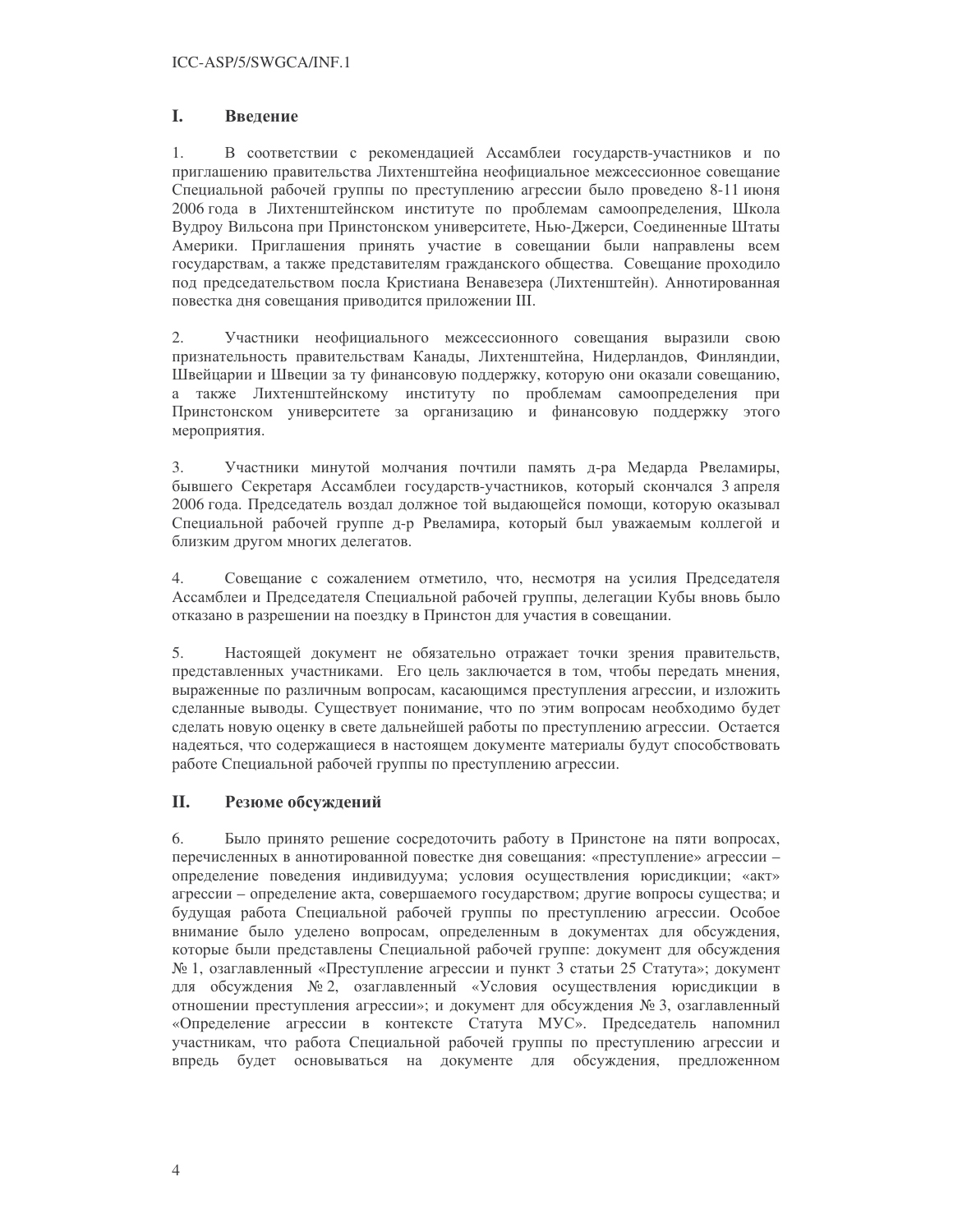## I. Введение

1. В соответствии с рекомендацией Ассамблеи государств-участников и по приглашению правительства Лихтенштейна неофициальное межсессионное совещание Специальной рабочей группы по преступлению агрессии было проведено 8-11 июня 2006 года в Лихтенштейнском институте по проблемам самоопределения, Школа Вудроу Вильсона при Принстонском университете, Нью-Джерси, Соединенные Штаты Америки. Приглашения принять участие в совещании были направлены всем государствам, а также представителям гражданского общества. Совещание проходило под председательством посла Кристиана Венавезера (Лихтенштейн). Аннотированная повестка дня совещания приводится приложении III.

2. Участники неофициального межсессионного совещания выразили свою признательность правительствам Канады, Лихтенштейна, Нидерландов, Финляндии, Швейцарии и Швеции за ту финансовую поддержку, которую они оказали совещанию, а также Лихтенштейнскому институту по проблемам самоопределения при Принстонском университете за организацию и финансовую поддержку этого мероприятия.

3. Участники минутой молчания почтили память д-ра Медарда Рвеламиры, бывшего Секретаря Ассамблеи государств-участников, который скончался 3 апреля 2006 года. Председатель воздал должное той выдающейся помощи, которую оказывал Специальной рабочей группе д-р Рвеламира, который был уважаемым коллегой и близким другом многих делегатов.

4. Совещание с сожалением отметило, что, несмотря на усилия Председателя Ассамблеи и Председателя Специальной рабочей группы, делегации Кубы вновь было отказано в разрешении на поездку в Принстон для участия в совещании.

5. Настоящей документ не обязательно отражает точки зрения правительств, представленных участниками. Его цель заключается в том, чтобы передать мнения, выраженные по различным вопросам, касающимся преступления агрессии, и изложить сделанные выводы. Существует понимание, что по этим вопросам необходимо будет сделать новую оценку в свете дальнейшей работы по преступлению агрессии. Остается надеяться, что содержащиеся в настоящем документе материалы будут способствовать работе Специальной рабочей группы по преступлению агрессии.

## II. Резюме обсуждений

6. Было принято решение сосредоточить работу в Принстоне на пяти вопросах, перечисленных в аннотированной повестке дня совещания: «преступление» агрессии – определение поведения индивидуума; условия осуществления юрисдикции; «акт» агрессии – определение акта, совершаемого государством; другие вопросы существа; и будущая работа Специальной рабочей группы по преступлению агрессии. Особое внимание было уделено вопросам, определенным в документах для обсуждения, которые были представлены Специальной рабочей группе: документ для обсуждения № 1, озаглавленный «Преступление агрессии и пункт 3 статьи 25 Статута»; документ для обсуждения № 2, озаглавленный «Условия осуществления юрисдикции в отношении преступления агрессии»; и документ для обсуждения № 3, озаглавленный «Определение агрессии в контексте Статута МУС». Председатель напомнил участникам, что работа Специальной рабочей группы по преступлению агрессии и впредь будет основываться на документе для обсуждения, предложенном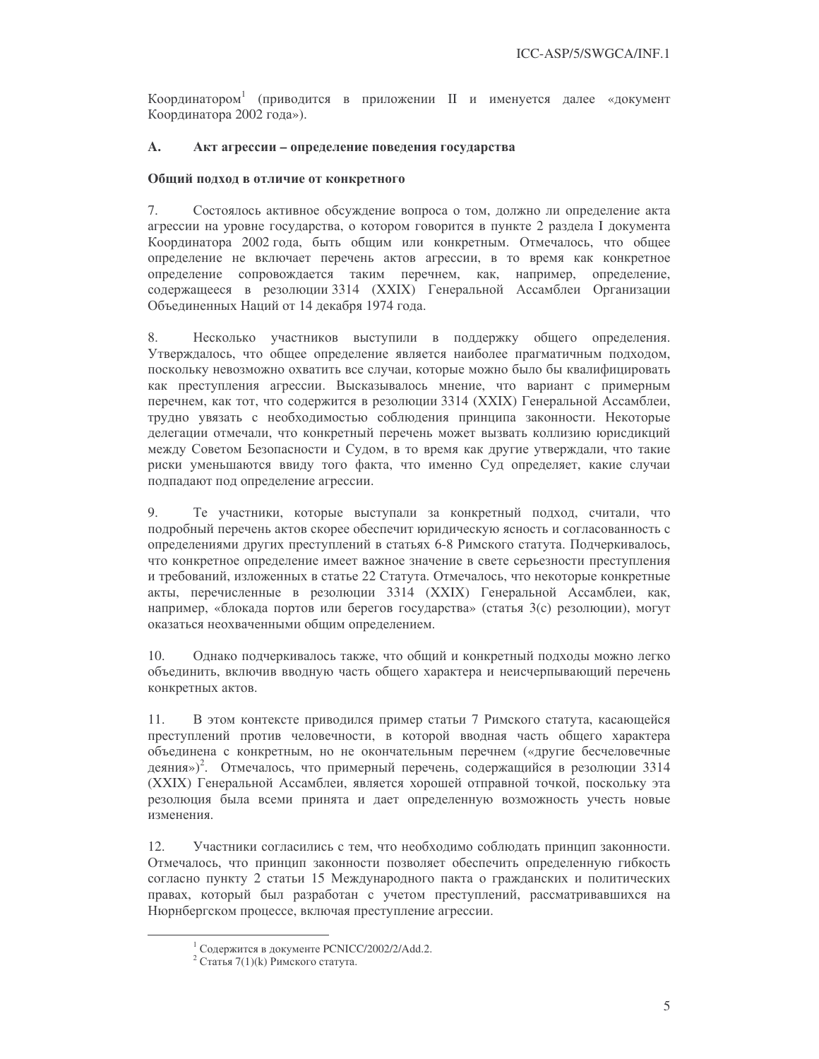Координатором[1] (приводится в приложении II и именуется далее «документ Координатора 2002 года»).

## A. Акт агрессии – определение поведения государства

### Общий подход в отличие от конкретного

7. Состоялось активное обсуждение вопроса о том, должно ли определение акта агрессии на уровне государства, о котором говорится в пункте 2 раздела I документа Координатора 2002 года, быть общим или конкретным. Отмечалось, что общее определение не включает перечень актов агрессии, в то время как конкретное определение сопровождается таким перечнем, как, например, определение, содержащееся в резолюции 3314 (XXIX) Генеральной Ассамблеи Организации Объединенных Наций от 14 декабря 1974 года.

8. Несколько участников выступили в поддержку общего определения. Утверждалось, что общее определение является наиболее прагматичным подходом, поскольку невозможно охватить все случаи, которые можно было бы квалифицировать как преступления агрессии. Высказывалось мнение, что вариант с примерным перечнем, как тот, что содержится в резолюции 3314 (XXIX) Генеральной Ассамблеи, трудно увязать с необходимостью соблюдения принципа законности. Некоторые делегации отмечали, что конкретный перечень может вызвать коллизию юрисдикций между Советом Безопасности и Судом, в то время как другие утверждали, что такие риски уменьшаются ввиду того факта, что именно Суд определяет, какие случаи подпадают под определение агрессии.

9. Те участники, которые выступали за конкретный подход, считали, что подробный перечень актов скорее обеспечит юридическую ясность и согласованность с определениями других преступлений в статьях 6-8 Римского статута. Подчеркивалось, что конкретное определение имеет важное значение в свете серьезности преступления и требований, изложенных в статье 22 Статута. Отмечалось, что некоторые конкретные акты, перечисленные в резолюции 3314 (XXIX) Генеральной Ассамблеи, как, например, «блокада портов или берегов государства» (статья 3(c) резолюции), могут оказаться неохваченными общим определением.

10. Однако подчеркивалось также, что общий и конкретный подходы можно легко объединить, включив вводную часть общего характера и неисчерпывающий перечень конкретных актов.

11. В этом контексте приводился пример статьи 7 Римского статута, касающейся преступлений против человечности, в которой вводная часть общего характера объединена с конкретным, но не окончательным перечнем («другие бесчеловечные деяния»)[2]. Отмечалось, что примерный перечень, содержащийся в резолюции 3314 (XXIX) Генеральной Ассамблеи, является хорошей отправной точкой, поскольку эта резолюция была всеми принята и дает определенную возможность учесть новые изменения.

12. Участники согласились с тем, что необходимо соблюдать принцип законности. Отмечалось, что принцип законности позволяет обеспечить определенную гибкость согласно пункту 2 статьи 15 Международного пакта о гражданских и политических правах, который был разработан с учетом преступлений, рассматривавшихся на Нюрнбергском процессе, включая преступление агрессии.

---

[1] Содержится в документе PCNICC/2002/2/Add.2.

[2] Статья 7(1)(k) Римского статута.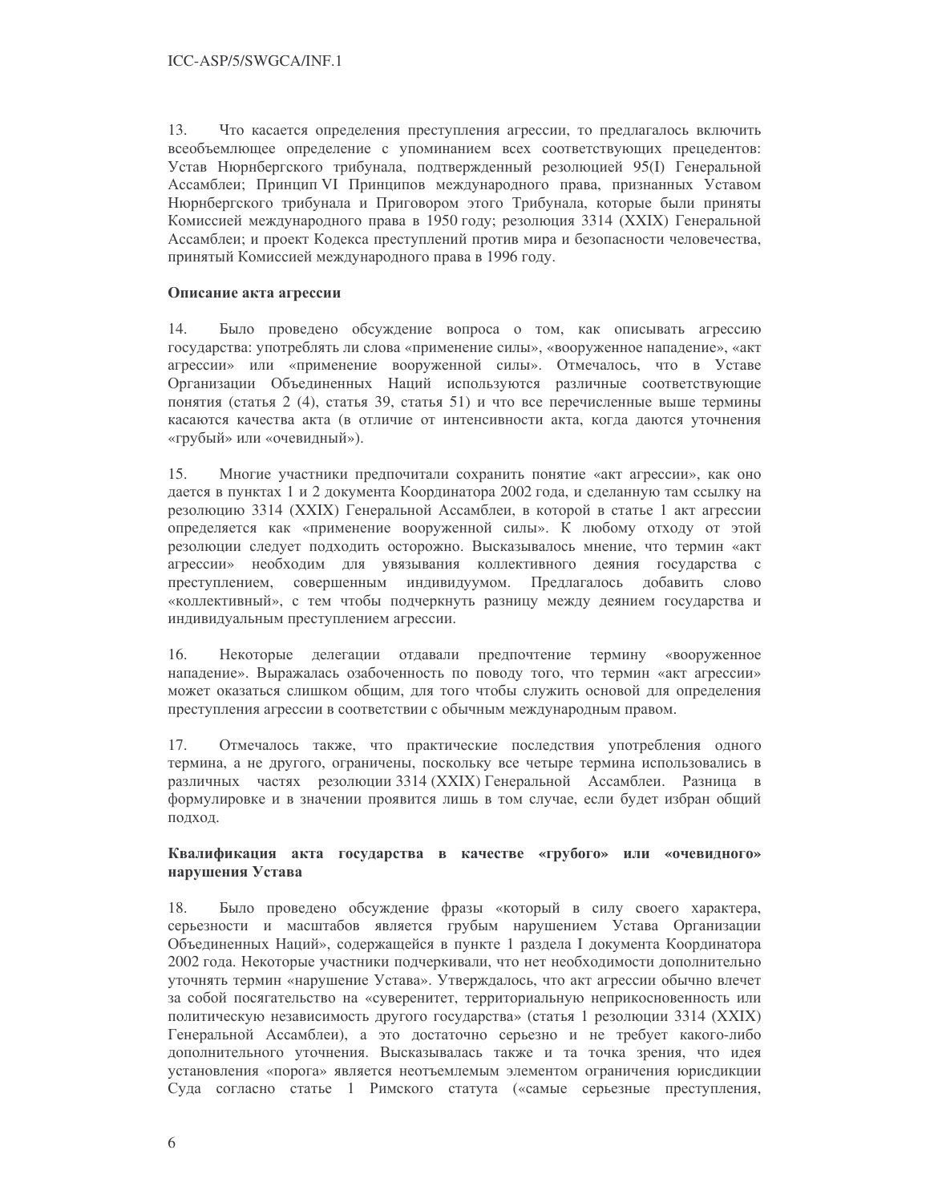13. Что касается определения преступления агрессии, то предлагалось включить всеобъемлющее определение с упоминанием всех соответствующих прецедентов: Устав Нюрнбергского трибунала, подтвержденный резолюцией 95(I) Генеральной Ассамблеи; Принцип VI Принципов международного права, признанных Уставом Нюрнбергского трибунала и Приговором этого Трибунала, которые были приняты Комиссией международного права в 1950 году; резолюция 3314 (XXIX) Генеральной Ассамблеи; и проект Кодекса преступлений против мира и безопасности человечества, принятый Комиссией международного права в 1996 году.

**Описание акта агрессии**

14. Было проведено обсуждение вопроса о том, как описывать агрессию государства: употреблять ли слова «применение силы», «вооруженное нападение», «акт агрессии» или «применение вооруженной силы». Отмечалось, что в Уставе Организации Объединенных Наций используются различные соответствующие понятия (статья 2 (4), статья 39, статья 51) и что все перечисленные выше термины касаются качества акта (в отличие от интенсивности акта, когда даются уточнения «грубый» или «очевидный»).

15. Многие участники предпочитали сохранить понятие «акт агрессии», как оно дается в пунктах 1 и 2 документа Координатора 2002 года, и сделанную там ссылку на резолюцию 3314 (XXIX) Генеральной Ассамблеи, в которой в статье 1 акт агрессии определяется как «применение вооруженной силы». К любому отходу от этой резолюции следует подходить осторожно. Высказывалось мнение, что термин «акт агрессии» необходим для увязывания коллективного деяния государства с преступлением, совершенным индивидуумом. Предлагалось добавить слово «коллективный», с тем чтобы подчеркнуть разницу между деянием государства и индивидуальным преступлением агрессии.

16. Некоторые делегации отдавали предпочтение термину «вооруженное нападение». Выражалась озабоченность по поводу того, что термин «акт агрессии» может оказаться слишком общим, для того чтобы служить основой для определения преступления агрессии в соответствии с обычным международным правом.

17. Отмечалось также, что практические последствия употребления одного термина, а не другого, ограничены, поскольку все четыре термина использовались в различных частях резолюции 3314 (XXIX) Генеральной Ассамблеи. Разница в формулировке и в значении проявится лишь в том случае, если будет избран общий подход.

**Квалификация акта государства в качестве «грубого» или «очевидного» нарушения Устава**

18. Было проведено обсуждение фразы «который в силу своего характера, серьезности и масштабов является грубым нарушением Устава Организации Объединенных Наций», содержащейся в пункте 1 раздела I документа Координатора 2002 года. Некоторые участники подчеркивали, что нет необходимости дополнительно уточнять термин «нарушение Устава». Утверждалось, что акт агрессии обычно влечет за собой посягательство на «суверенитет, территориальную неприкосновенность или политическую независимость другого государства» (статья 1 резолюции 3314 (XXIX) Генеральной Ассамблеи), а это достаточно серьезно и не требует какого-либо дополнительного уточнения. Высказывалась также и та точка зрения, что идея установления «порога» является неотъемлемым элементом ограничения юрисдикции Суда согласно статье 1 Римского статута («самые серьезные преступления,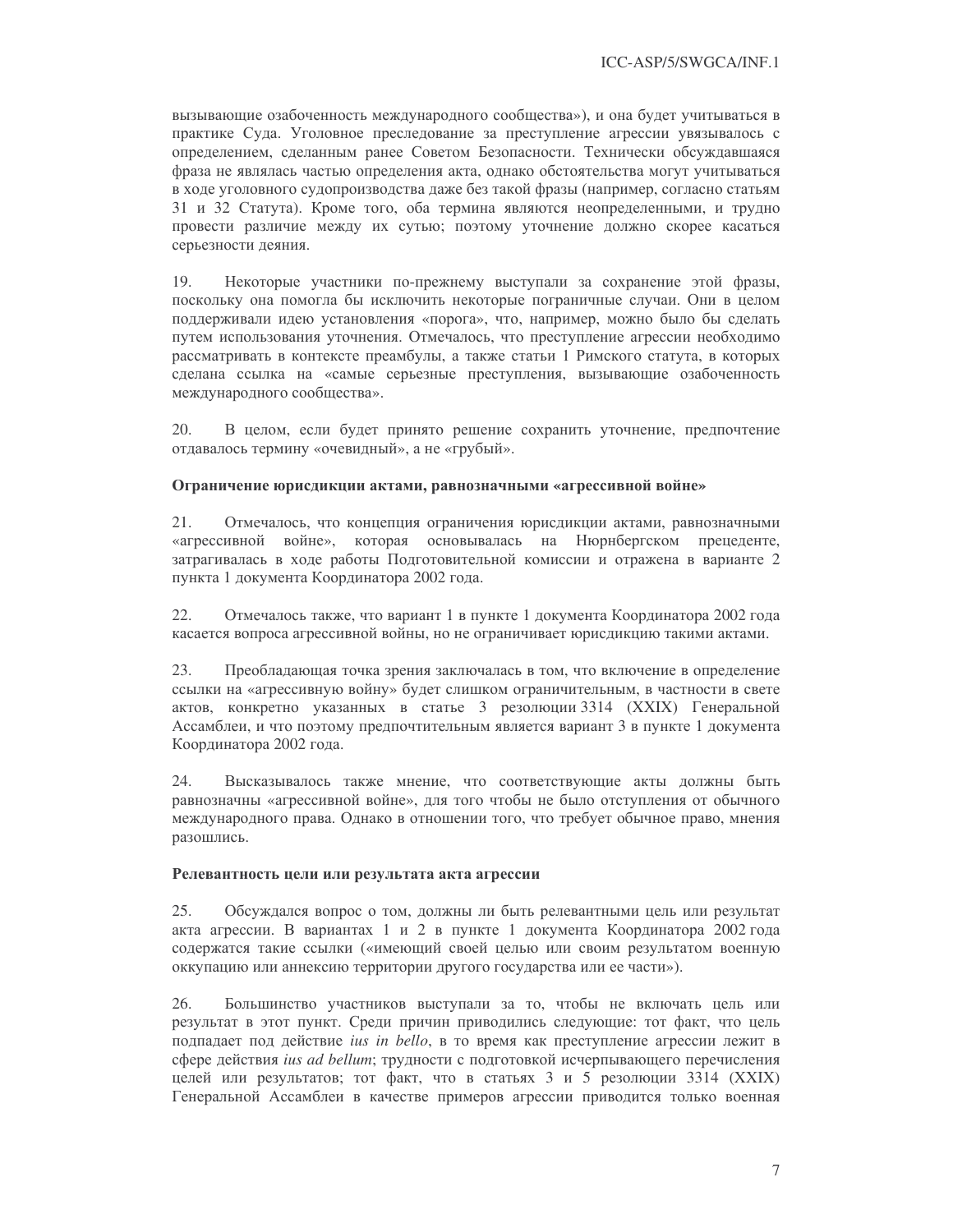вызывающие озабоченность международного сообщества»), и она будет учитываться в практике Суда. Уголовное преследование за преступление агрессии увязывалось с определением, сделанным ранее Советом Безопасности. Технически обсуждавшаяся фраза не являлась частью определения акта, однако обстоятельства могут учитываться в ходе уголовного судопроизводства даже без такой фразы (например, согласно статьям 31 и 32 Статута). Кроме того, оба термина являются неопределенными, и трудно провести различие между их сутью; поэтому уточнение должно скорее касаться серьезности деяния.

19. Некоторые участники по-прежнему выступали за сохранение этой фразы, поскольку она помогла бы исключить некоторые пограничные случаи. Они в целом поддерживали идею установления «порога», что, например, можно было бы сделать путем использования уточнения. Отмечалось, что преступление агрессии необходимо рассматривать в контексте преамбулы, а также статьи 1 Римского статута, в которых сделана ссылка на «самые серьезные преступления, вызывающие озабоченность международного сообщества».

20. В целом, если будет принято решение сохранить уточнение, предпочтение отдавалось термину «очевидный», а не «грубый».

**Ограничение юрисдикции актами, равнозначными «агрессивной войне»**

21. Отмечалось, что концепция ограничения юрисдикции актами, равнозначными «агрессивной войне», которая основывалась на Нюрнбергском прецеденте, затрагивалась в ходе работы Подготовительной комиссии и отражена в варианте 2 пункта 1 документа Координатора 2002 года.

22. Отмечалось также, что вариант 1 в пункте 1 документа Координатора 2002 года касается вопроса агрессивной войны, но не ограничивает юрисдикцию такими актами.

23. Преобладающая точка зрения заключалась в том, что включение в определение ссылки на «агрессивную войну» будет слишком ограничительным, в частности в свете актов, конкретно указанных в статье 3 резолюции 3314 (XXIX) Генеральной Ассамблеи, и что поэтому предпочтительным является вариант 3 в пункте 1 документа Координатора 2002 года.

24. Высказывалось также мнение, что соответствующие акты должны быть равнозначны «агрессивной войне», для того чтобы не было отступления от обычного международного права. Однако в отношении того, что требует обычное право, мнения разошлись.

**Релевантность цели или результата акта агрессии**

25. Обсуждался вопрос о том, должны ли быть релевантными цель или результат акта агрессии. В вариантах 1 и 2 в пункте 1 документа Координатора 2002 года содержатся такие ссылки («имеющий своей целью или своим результатом военную оккупацию или аннексию территории другого государства или ее части»).

26. Большинство участников выступали за то, чтобы не включать цель или результат в этот пункт. Среди причин приводились следующие: тот факт, что цель подпадает под действие *ius in bello*, в то время как преступление агрессии лежит в сфере действия *ius ad bellum*; трудности с подготовкой исчерпывающего перечисления целей или результатов; тот факт, что в статьях 3 и 5 резолюции 3314 (XXIX) Генеральной Ассамблеи в качестве примеров агрессии приводится только военная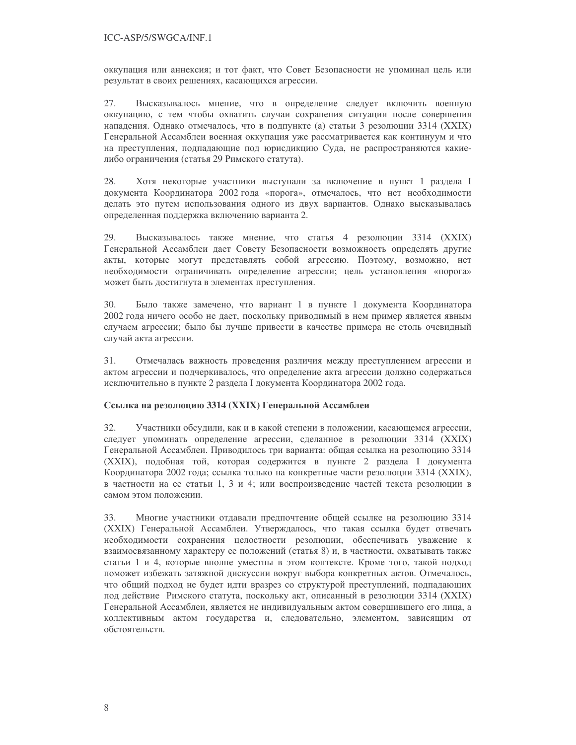оккупация или аннексия; и тот факт, что Совет Безопасности не упоминал цель или результат в своих решениях, касающихся агрессии.

27. Высказывалось мнение, что в определение следует включить военную оккупацию, с тем чтобы охватить случаи сохранения ситуации после совершения нападения. Однако отмечалось, что в подпункте (а) статьи 3 резолюции 3314 (XXIX) Генеральной Ассамблеи военная оккупация уже рассматривается как континуум и что на преступления, подпадающие под юрисдикцию Суда, не распространяются какие-либо ограничения (статья 29 Римского статута).

28. Хотя некоторые участники выступали за включение в пункт 1 раздела I документа Координатора 2002 года «порога», отмечалось, что нет необходимости делать это путем использования одного из двух вариантов. Однако высказывалась определенная поддержка включению варианта 2.

29. Высказывалось также мнение, что статья 4 резолюции 3314 (XXIX) Генеральной Ассамблеи дает Совету Безопасности возможность определять другие акты, которые могут представлять собой агрессию. Поэтому, возможно, нет необходимости ограничивать определение агрессии; цель установления «порога» может быть достигнута в элементах преступления.

30. Было также замечено, что вариант 1 в пункте 1 документа Координатора 2002 года ничего особо не дает, поскольку приводимый в нем пример является явным случаем агрессии; было бы лучше привести в качестве примера не столь очевидный случай акта агрессии.

31. Отмечалась важность проведения различия между преступлением агрессии и актом агрессии и подчеркивалось, что определение акта агрессии должно содержаться исключительно в пункте 2 раздела I документа Координатора 2002 года.

**Ссылка на резолюцию 3314 (XXIX) Генеральной Ассамблеи**

32. Участники обсудили, как и в какой степени в положении, касающемся агрессии, следует упоминать определение агрессии, сделанное в резолюции 3314 (XXIX) Генеральной Ассамблеи. Приводилось три варианта: общая ссылка на резолюцию 3314 (XXIX), подобная той, которая содержится в пункте 2 раздела I документа Координатора 2002 года; ссылка только на конкретные части резолюции 3314 (XXIX), в частности на ее статьи 1, 3 и 4; или воспроизведение частей текста резолюции в самом этом положении.

33. Многие участники отдавали предпочтение общей ссылке на резолюцию 3314 (XXIX) Генеральной Ассамблеи. Утверждалось, что такая ссылка будет отвечать необходимости сохранения целостности резолюции, обеспечивать уважение к взаимосвязанному характеру ее положений (статья 8) и, в частности, охватывать также статьи 1 и 4, которые вполне уместны в этом контексте. Кроме того, такой подход поможет избежать затяжной дискуссии вокруг выбора конкретных актов. Отмечалось, что общий подход не будет идти вразрез со структурой преступлений, подпадающих под действие Римского статута, поскольку акт, описанный в резолюции 3314 (XXIX) Генеральной Ассамблеи, является не индивидуальным актом совершившего его лица, а коллективным актом государства и, следовательно, элементом, зависящим от обстоятельств.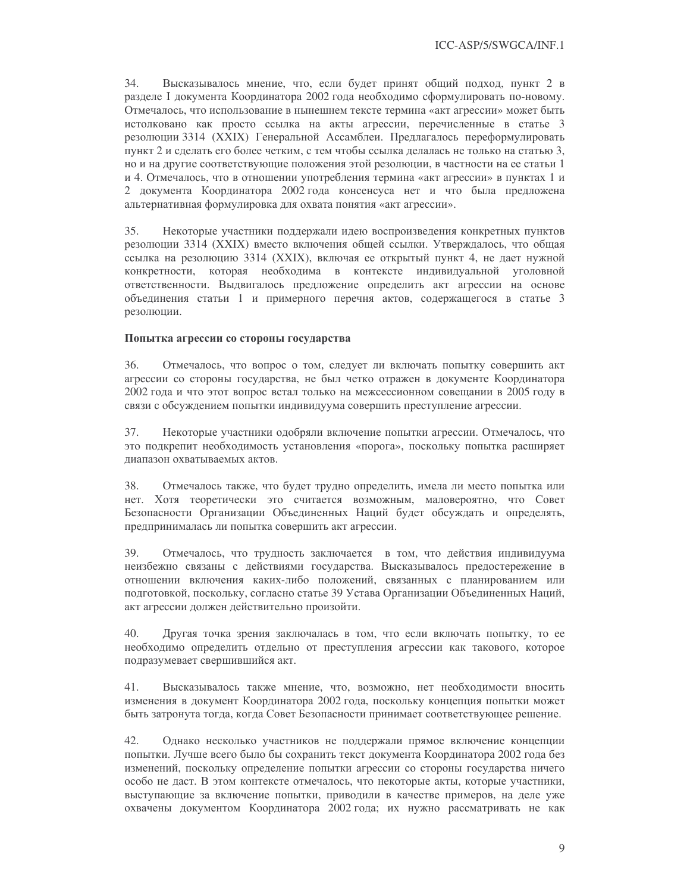34. Высказывалось мнение, что, если будет принят общий подход, пункт 2 в разделе I документа Координатора 2002 года необходимо сформулировать по-новому. Отмечалось, что использование в нынешнем тексте термина «акт агрессии» может быть истолковано как просто ссылка на акты агрессии, перечисленные в статье 3 резолюции 3314 (XXIX) Генеральной Ассамблеи. Предлагалось переформулировать пункт 2 и сделать его более четким, с тем чтобы ссылка делалась не только на статью 3, но и на другие соответствующие положения этой резолюции, в частности на ее статьи 1 и 4. Отмечалось, что в отношении употребления термина «акт агрессии» в пунктах 1 и 2 документа Координатора 2002 года консенсуса нет и что была предложена альтернативная формулировка для охвата понятия «акт агрессии».

35. Некоторые участники поддержали идею воспроизведения конкретных пунктов резолюции 3314 (XXIX) вместо включения общей ссылки. Утверждалось, что общая ссылка на резолюцию 3314 (XXIX), включая ее открытый пункт 4, не дает нужной конкретности, которая необходима в контексте индивидуальной уголовной ответственности. Выдвигалось предложение определить акт агрессии на основе объединения статьи 1 и примерного перечня актов, содержащегося в статье 3 резолюции.

**Попытка агрессии со стороны государства**

36. Отмечалось, что вопрос о том, следует ли включать попытку совершить акт агрессии со стороны государства, не был четко отражен в документе Координатора 2002 года и что этот вопрос встал только на межсессионном совещании в 2005 году в связи с обсуждением попытки индивидуума совершить преступление агрессии.

37. Некоторые участники одобряли включение попытки агрессии. Отмечалось, что это подкрепит необходимость установления «порога», поскольку попытка расширяет диапазон охватываемых актов.

38. Отмечалось также, что будет трудно определить, имела ли место попытка или нет. Хотя теоретически это считается возможным, маловероятно, что Совет Безопасности Организации Объединенных Наций будет обсуждать и определять, предпринималась ли попытка совершить акт агрессии.

39. Отмечалось, что трудность заключается в том, что действия индивидуума неизбежно связаны с действиями государства. Высказывалось предостережение в отношении включения каких-либо положений, связанных с планированием или подготовкой, поскольку, согласно статье 39 Устава Организации Объединенных Наций, акт агрессии должен действительно произойти.

40. Другая точка зрения заключалась в том, что если включать попытку, то ее необходимо определить отдельно от преступления агрессии как такового, которое подразумевает свершившийся акт.

41. Высказывалось также мнение, что, возможно, нет необходимости вносить изменения в документ Координатора 2002 года, поскольку концепция попытки может быть затронута тогда, когда Совет Безопасности принимает соответствующее решение.

42. Однако несколько участников не поддержали прямое включение концепции попытки. Лучше всего было бы сохранить текст документа Координатора 2002 года без изменений, поскольку определение попытки агрессии со стороны государства ничего особо не даст. В этом контексте отмечалось, что некоторые акты, которые участники, выступающие за включение попытки, приводили в качестве примеров, на деле уже охвачены документом Координатора 2002 года; их нужно рассматривать не как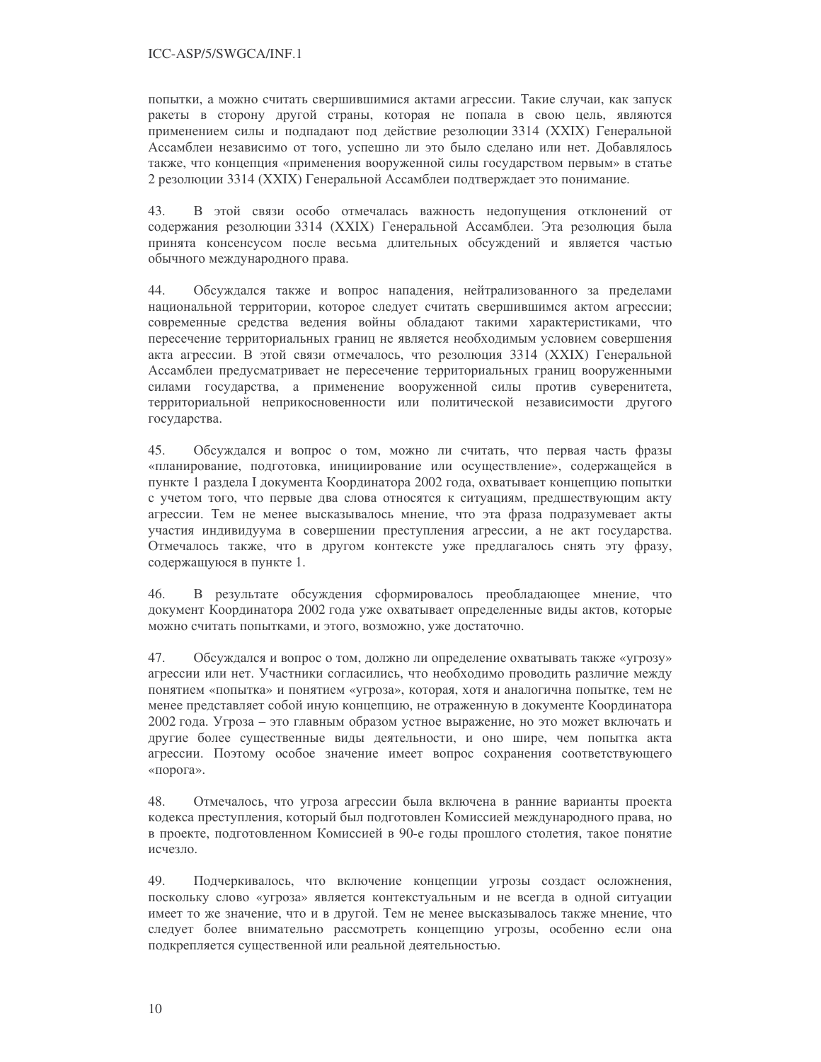попытки, а можно считать свершившимися актами агрессии. Такие случаи, как запуск ракеты в сторону другой страны, которая не попала в свою цель, являются применением силы и подпадают под действие резолюции 3314 (XXIX) Генеральной Ассамблеи независимо от того, успешно ли это было сделано или нет. Добавлялось также, что концепция «применения вооруженной силы государством первым» в статье 2 резолюции 3314 (XXIX) Генеральной Ассамблеи подтверждает это понимание.

43. В этой связи особо отмечалась важность недопущения отклонений от содержания резолюции 3314 (XXIX) Генеральной Ассамблеи. Эта резолюция была принята консенсусом после весьма длительных обсуждений и является частью обычного международного права.

44. Обсуждался также и вопрос нападения, нейтрализованного за пределами национальной территории, которое следует считать свершившимся актом агрессии; современные средства ведения войны обладают такими характеристиками, что пересечение территориальных границ не является необходимым условием совершения акта агрессии. В этой связи отмечалось, что резолюция 3314 (XXIX) Генеральной Ассамблеи предусматривает не пересечение территориальных границ вооруженными силами государства, а применение вооруженной силы против суверенитета, территориальной неприкосновенности или политической независимости другого государства.

45. Обсуждался и вопрос о том, можно ли считать, что первая часть фразы «планирование, подготовка, инициирование или осуществление», содержащейся в пункте 1 раздела I документа Координатора 2002 года, охватывает концепцию попытки с учетом того, что первые два слова относятся к ситуациям, предшествующим акту агрессии. Тем не менее высказывалось мнение, что эта фраза подразумевает акты участия индивидуума в совершении преступления агрессии, а не акт государства. Отмечалось также, что в другом контексте уже предлагалось снять эту фразу, содержащуюся в пункте 1.

46. В результате обсуждения сформировалось преобладающее мнение, что документ Координатора 2002 года уже охватывает определенные виды актов, которые можно считать попытками, и этого, возможно, уже достаточно.

47. Обсуждался и вопрос о том, должно ли определение охватывать также «угрозу» агрессии или нет. Участники согласились, что необходимо проводить различие между понятием «попытка» и понятием «угроза», которая, хотя и аналогична попытке, тем не менее представляет собой иную концепцию, не отраженную в документе Координатора 2002 года. Угроза – это главным образом устное выражение, но это может включать и другие более существенные виды деятельности, и оно шире, чем попытка акта агрессии. Поэтому особое значение имеет вопрос сохранения соответствующего «порога».

48. Отмечалось, что угроза агрессии была включена в ранние варианты проекта кодекса преступления, который был подготовлен Комиссией международного права, но в проекте, подготовленном Комиссией в 90-е годы прошлого столетия, такое понятие исчезло.

49. Подчеркивалось, что включение концепции угрозы создаст осложнения, поскольку слово «угроза» является контекстуальным и не всегда в одной ситуации имеет то же значение, что и в другой. Тем не менее высказывалось также мнение, что следует более внимательно рассмотреть концепцию угрозы, особенно если она подкрепляется существенной или реальной деятельностью.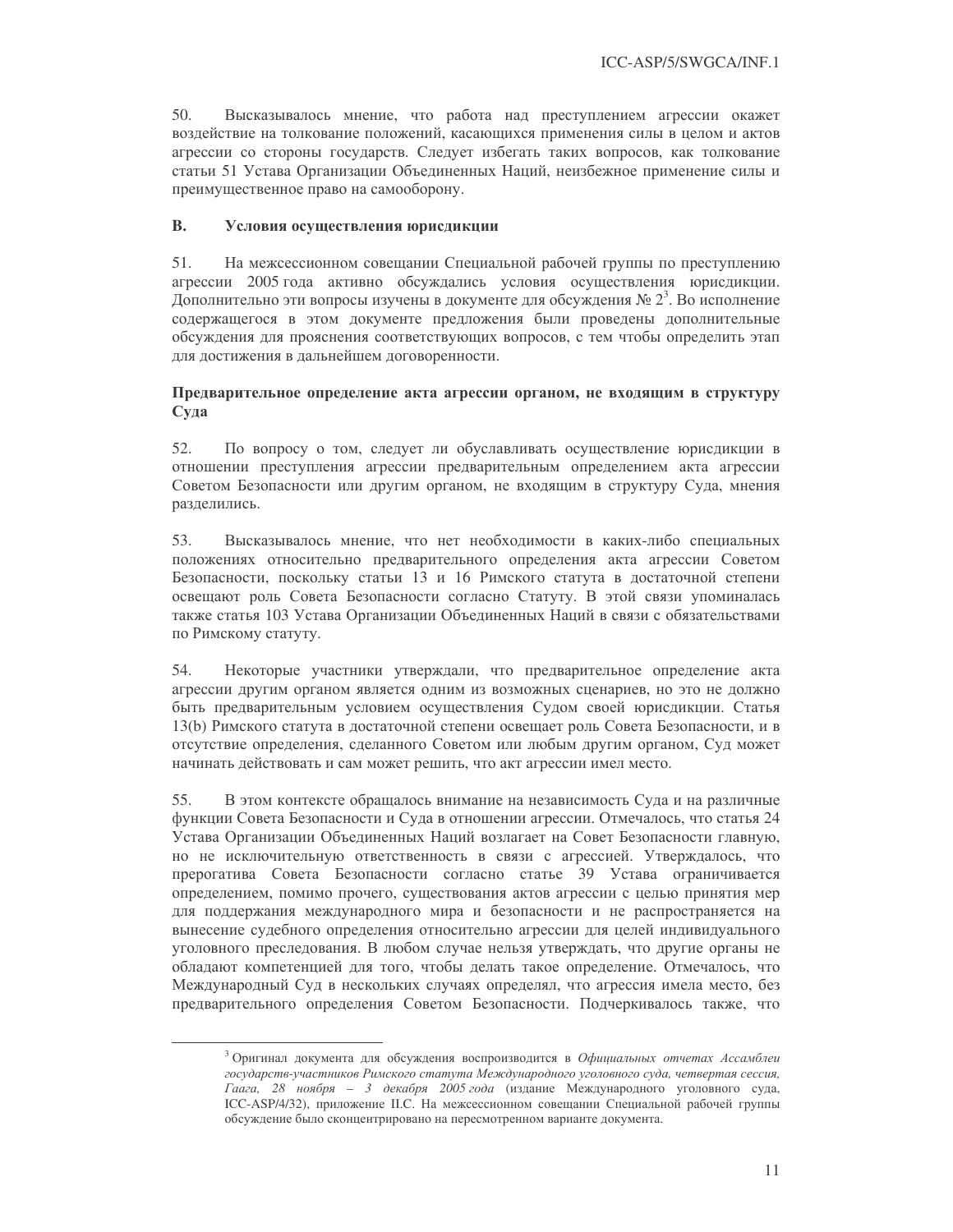50. Высказывалось мнение, что работа над преступлением агрессии окажет воздействие на толкование положений, касающихся применения силы в целом и актов агрессии со стороны государств. Следует избегать таких вопросов, как толкование статьи 51 Устава Организации Объединенных Наций, неизбежное применение силы и преимущественное право на самооборону.

## B. Условия осуществления юрисдикции

51. На межсессионном совещании Специальной рабочей группы по преступлению агрессии 2005 года активно обсуждались условия осуществления юрисдикции. Дополнительно эти вопросы изучены в документе для обсуждения № 2[3]. Во исполнение содержащегося в этом документе предложения были проведены дополнительные обсуждения для прояснения соответствующих вопросов, с тем чтобы определить этап для достижения в дальнейшем договоренности.

### Предварительное определение акта агрессии органом, не входящим в структуру Суда

52. По вопросу о том, следует ли обуславливать осуществление юрисдикции в отношении преступления агрессии предварительным определением акта агрессии Советом Безопасности или другим органом, не входящим в структуру Суда, мнения разделились.

53. Высказывалось мнение, что нет необходимости в каких-либо специальных положениях относительно предварительного определения акта агрессии Советом Безопасности, поскольку статьи 13 и 16 Римского статута в достаточной степени освещают роль Совета Безопасности согласно Статуту. В этой связи упоминалась также статья 103 Устава Организации Объединенных Наций в связи с обязательствами по Римскому статуту.

54. Некоторые участники утверждали, что предварительное определение акта агрессии другим органом является одним из возможных сценариев, но это не должно быть предварительным условием осуществления Судом своей юрисдикции. Статья 13(b) Римского статута в достаточной степени освещает роль Совета Безопасности, и в отсутствие определения, сделанного Советом или любым другим органом, Суд может начинать действовать и сам может решить, что акт агрессии имел место.

55. В этом контексте обращалось внимание на независимость Суда и на различные функции Совета Безопасности и Суда в отношении агрессии. Отмечалось, что статья 24 Устава Организации Объединенных Наций возлагает на Совет Безопасности главную, но не исключительную ответственность в связи с агрессией. Утверждалось, что прерогатива Совета Безопасности согласно статье 39 Устава ограничивается определением, помимо прочего, существования актов агрессии с целью принятия мер для поддержания международного мира и безопасности и не распространяется на вынесение судебного определения относительно агрессии для целей индивидуального уголовного преследования. В любом случае нельзя утверждать, что другие органы не обладают компетенцией для того, чтобы делать такое определение. Отмечалось, что Международный Суд в нескольких случаях определял, что агрессия имела место, без предварительного определения Советом Безопасности. Подчеркивалось также, что

---

[3] Оригинал документа для обсуждения воспроизводится в *Официальных отчетах Ассамблеи государств-участников Римского статута Международного уголовного суда, четвертая сессия, Гаага, 28 ноября – 3 декабря 2005 года* (издание Международного уголовного суда, ICC-ASP/4/32), приложение II.C. На межсессионном совещании Специальной рабочей группы обсуждение было сконцентрировано на пересмотренном варианте документа.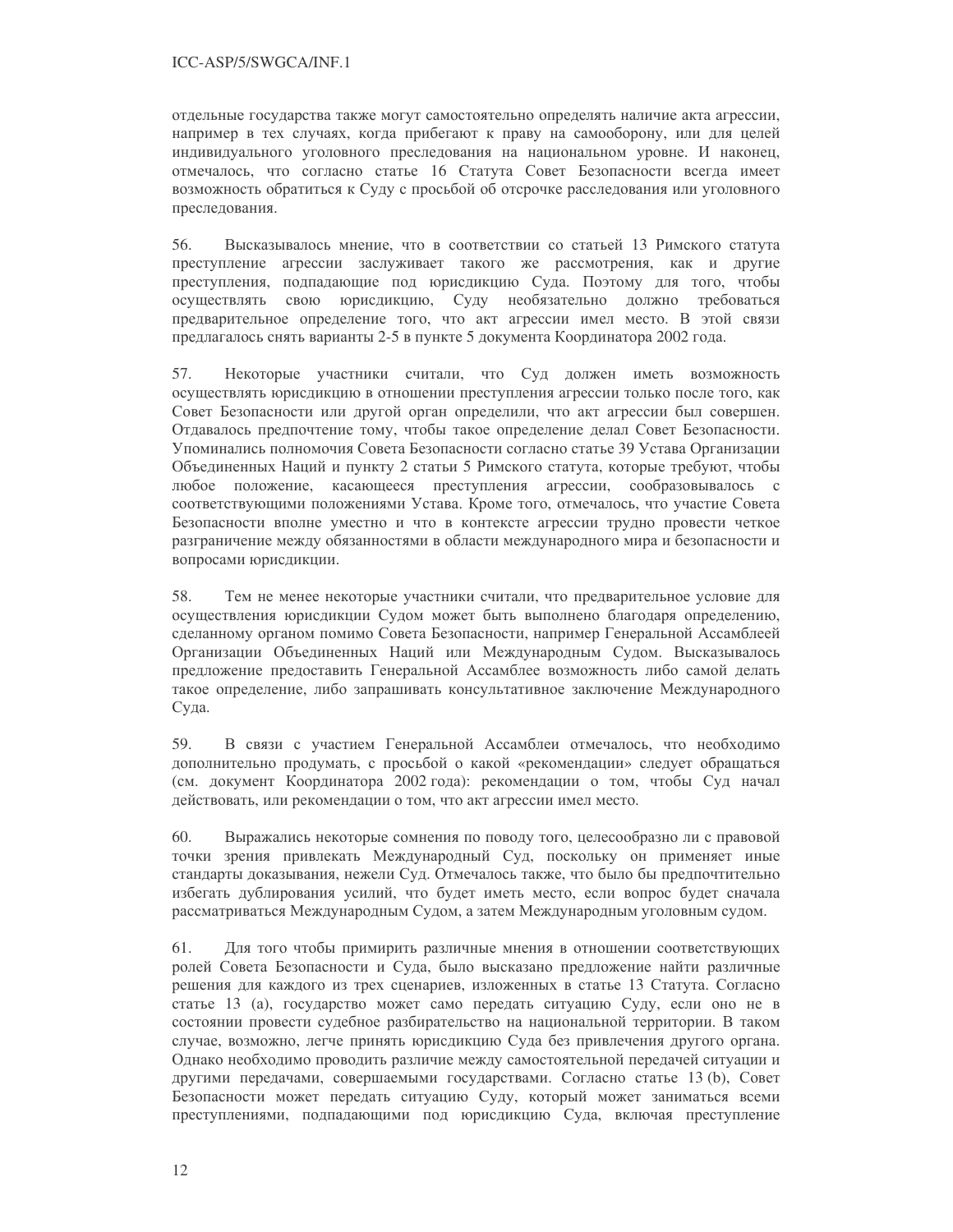отдельные государства также могут самостоятельно определять наличие акта агрессии, например в тех случаях, когда прибегают к праву на самооборону, или для целей индивидуального уголовного преследования на национальном уровне. И наконец, отмечалось, что согласно статье 16 Статута Совет Безопасности всегда имеет возможность обратиться к Суду с просьбой об отсрочке расследования или уголовного преследования.

56. Высказывалось мнение, что в соответствии со статьей 13 Римского статута преступление агрессии заслуживает такого же рассмотрения, как и другие преступления, подпадающие под юрисдикцию Суда. Поэтому для того, чтобы осуществлять свою юрисдикцию, Суду необязательно должно требоваться предварительное определение того, что акт агрессии имел место. В этой связи предлагалось снять варианты 2-5 в пункте 5 документа Координатора 2002 года.

57. Некоторые участники считали, что Суд должен иметь возможность осуществлять юрисдикцию в отношении преступления агрессии только после того, как Совет Безопасности или другой орган определили, что акт агрессии был совершен. Отдавалось предпочтение тому, чтобы такое определение делал Совет Безопасности. Упоминались полномочия Совета Безопасности согласно статье 39 Устава Организации Объединенных Наций и пункту 2 статьи 5 Римского статута, которые требуют, чтобы любое положение, касающееся преступления агрессии, сообразовывалось с соответствующими положениями Устава. Кроме того, отмечалось, что участие Совета Безопасности вполне уместно и что в контексте агрессии трудно провести четкое разграничение между обязанностями в области международного мира и безопасности и вопросами юрисдикции.

58. Тем не менее некоторые участники считали, что предварительное условие для осуществления юрисдикции Судом может быть выполнено благодаря определению, сделанному органом помимо Совета Безопасности, например Генеральной Ассамблеей Организации Объединенных Наций или Международным Судом. Высказывалось предложение предоставить Генеральной Ассамблее возможность либо самой делать такое определение, либо запрашивать консультативное заключение Международного Суда.

59. В связи с участием Генеральной Ассамблеи отмечалось, что необходимо дополнительно продумать, с просьбой о какой «рекомендации» следует обращаться (см. документ Координатора 2002 года): рекомендации о том, чтобы Суд начал действовать, или рекомендации о том, что акт агрессии имел место.

60. Выражались некоторые сомнения по поводу того, целесообразно ли с правовой точки зрения привлекать Международный Суд, поскольку он применяет иные стандарты доказывания, нежели Суд. Отмечалось также, что было бы предпочтительно избегать дублирования усилий, что будет иметь место, если вопрос будет сначала рассматриваться Международным Судом, а затем Международным уголовным судом.

61. Для того чтобы примирить различные мнения в отношении соответствующих ролей Совета Безопасности и Суда, было высказано предложение найти различные решения для каждого из трех сценариев, изложенных в статье 13 Статута. Согласно статье 13 (a), государство может само передать ситуацию Суду, если оно не в состоянии провести судебное разбирательство на национальной территории. В таком случае, возможно, легче принять юрисдикцию Суда без привлечения другого органа. Однако необходимо проводить различие между самостоятельной передачей ситуации и другими передачами, совершаемыми государствами. Согласно статье 13 (b), Совет Безопасности может передать ситуацию Суду, который может заниматься всеми преступлениями, подпадающими под юрисдикцию Суда, включая преступление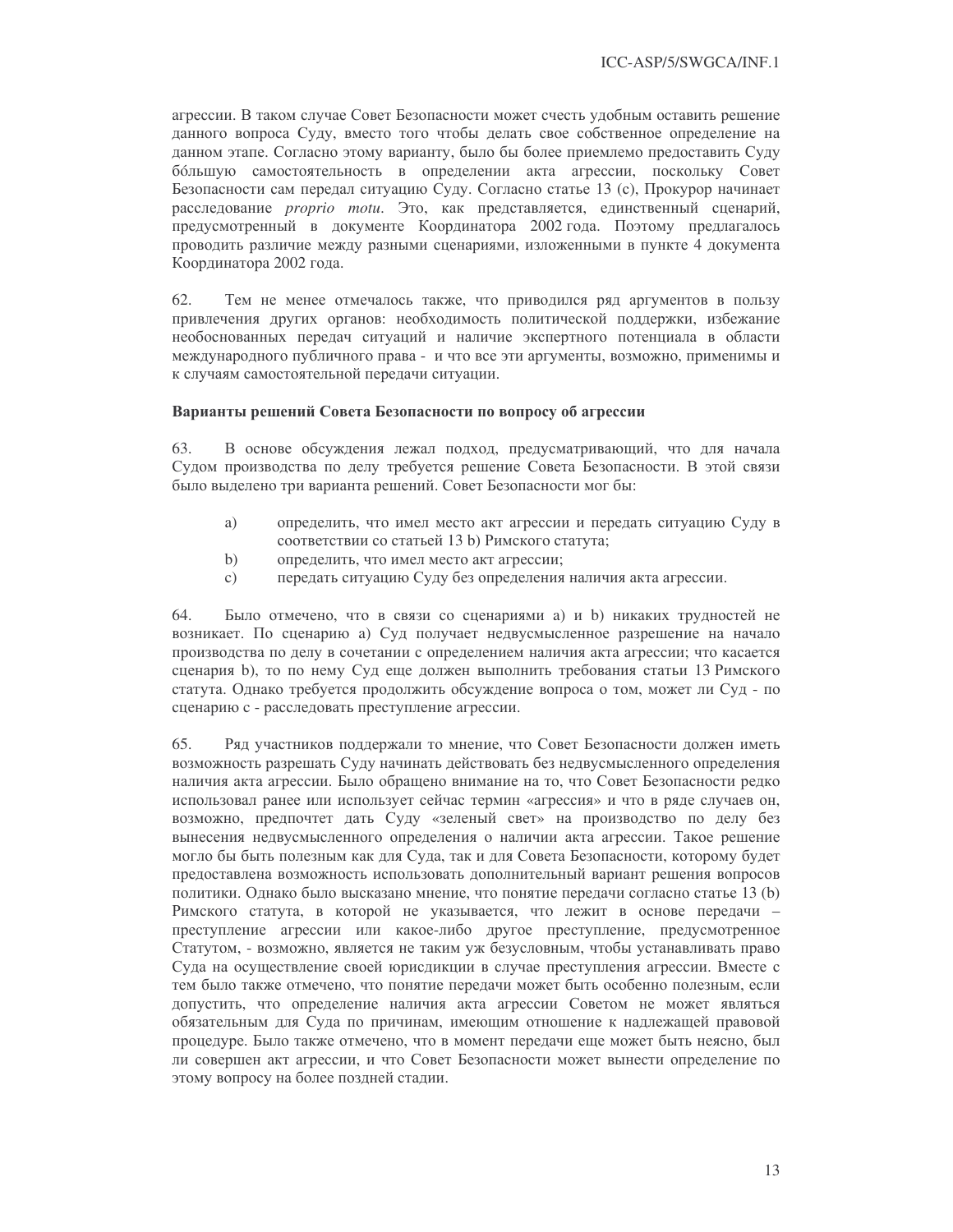агрессии. В таком случае Совет Безопасности может счесть удобным оставить решение данного вопроса Суду, вместо того чтобы делать свое собственное определение на данном этапе. Согласно этому варианту, было бы более приемлемо предоставить Суду бóльшую самостоятельность в определении акта агрессии, поскольку Совет Безопасности сам передал ситуацию Суду. Согласно статье 13 (c), Прокурор начинает расследование *proprio motu*. Это, как представляется, единственный сценарий, предусмотренный в документе Координатора 2002 года. Поэтому предлагалось проводить различие между разными сценариями, изложенными в пункте 4 документа Координатора 2002 года.

62. Тем не менее отмечалось также, что приводился ряд аргументов в пользу привлечения других органов: необходимость политической поддержки, избежание необоснованных передач ситуаций и наличие экспертного потенциала в области международного публичного права - и что все эти аргументы, возможно, применимы и к случаям самостоятельной передачи ситуации.

**Варианты решений Совета Безопасности по вопросу об агрессии**

63. В основе обсуждения лежал подход, предусматривающий, что для начала Судом производства по делу требуется решение Совета Безопасности. В этой связи было выделено три варианта решений. Совет Безопасности мог бы:

a) определить, что имел место акт агрессии и передать ситуацию Суду в соответствии со статьей 13 b) Римского статута;

b) определить, что имел место акт агрессии;

c) передать ситуацию Суду без определения наличия акта агрессии.

64. Было отмечено, что в связи со сценариями a) и b) никаких трудностей не возникает. По сценарию a) Суд получает недвусмысленное разрешение на начало производства по делу в сочетании с определением наличия акта агрессии; что касается сценария b), то по нему Суд еще должен выполнить требования статьи 13 Римского статута. Однако требуется продолжить обсуждение вопроса о том, может ли Суд - по сценарию c - расследовать преступление агрессии.

65. Ряд участников поддержали то мнение, что Совет Безопасности должен иметь возможность разрешать Суду начинать действовать без недвусмысленного определения наличия акта агрессии. Было обращено внимание на то, что Совет Безопасности редко использовал ранее или использует сейчас термин «агрессия» и что в ряде случаев он, возможно, предпочтет дать Суду «зеленый свет» на производство по делу без вынесения недвусмысленного определения о наличии акта агрессии. Такое решение могло бы быть полезным как для Суда, так и для Совета Безопасности, которому будет предоставлена возможность использовать дополнительный вариант решения вопросов политики. Однако было высказано мнение, что понятие передачи согласно статье 13 (b) Римского статута, в которой не указывается, что лежит в основе передачи – преступление агрессии или какое-либо другое преступление, предусмотренное Статутом, - возможно, является не таким уж безусловным, чтобы устанавливать право Суда на осуществление своей юрисдикции в случае преступления агрессии. Вместе с тем было также отмечено, что понятие передачи может быть особенно полезным, если допустить, что определение наличия акта агрессии Советом не может являться обязательным для Суда по причинам, имеющим отношение к надлежащей правовой процедуре. Было также отмечено, что в момент передачи еще может быть неясно, был ли совершен акт агрессии, и что Совет Безопасности может вынести определение по этому вопросу на более поздней стадии.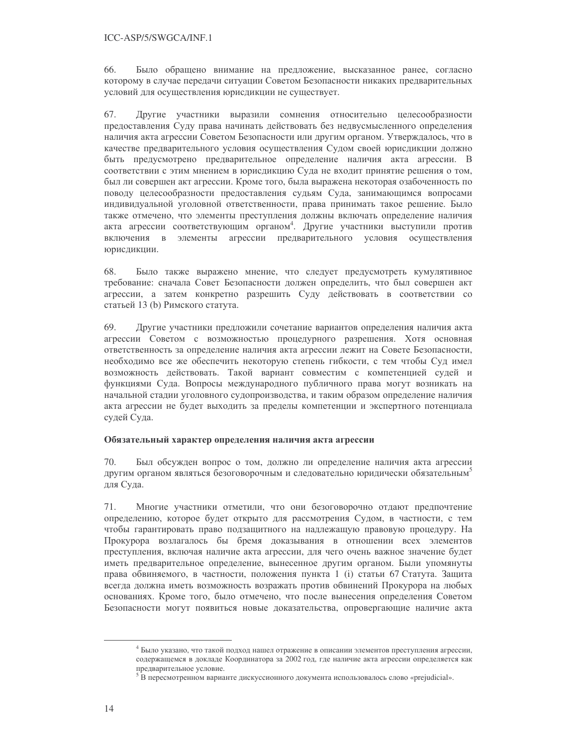66. Было обращено внимание на предложение, высказанное ранее, согласно которому в случае передачи ситуации Советом Безопасности никаких предварительных условий для осуществления юрисдикции не существует.

67. Другие участники выразили сомнения относительно целесообразности предоставления Суду права начинать действовать без недвусмысленного определения наличия акта агрессии Советом Безопасности или другим органом. Утверждалось, что в качестве предварительного условия осуществления Судом своей юрисдикции должно быть предусмотрено предварительное определение наличия акта агрессии. В соответствии с этим мнением в юрисдикцию Суда не входит принятие решения о том, был ли совершен акт агрессии. Кроме того, была выражена некоторая озабоченность по поводу целесообразности предоставления судьям Суда, занимающимся вопросами индивидуальной уголовной ответственности, права принимать такое решение. Было также отмечено, что элементы преступления должны включать определение наличия акта агрессии соответствующим органом[4]. Другие участники выступили против включения в элементы агрессии предварительного условия осуществления юрисдикции.

68. Было также выражено мнение, что следует предусмотреть кумулятивное требование: сначала Совет Безопасности должен определить, что был совершен акт агрессии, а затем конкретно разрешить Суду действовать в соответствии со статьей 13 (b) Римского статута.

69. Другие участники предложили сочетание вариантов определения наличия акта агрессии Советом с возможностью процедурного разрешения. Хотя основная ответственность за определение наличия акта агрессии лежит на Совете Безопасности, необходимо все же обеспечить некоторую степень гибкости, с тем чтобы Суд имел возможность действовать. Такой вариант совместим с компетенцией судей и функциями Суда. Вопросы международного публичного права могут возникать на начальной стадии уголовного судопроизводства, и таким образом определение наличия акта агрессии не будет выходить за пределы компетенции и экспертного потенциала судей Суда.

**Обязательный характер определения наличия акта агрессии**

70. Был обсужден вопрос о том, должно ли определение наличия акта агрессии другим органом являться безоговорочным и следовательно юридически обязательным[5] для Суда.

71. Многие участники отметили, что они безоговорочно отдают предпочтение определению, которое будет открыто для рассмотрения Судом, в частности, с тем чтобы гарантировать право подзащитного на надлежащую правовую процедуру. На Прокурора возлагалось бы бремя доказывания в отношении всех элементов преступления, включая наличие акта агрессии, для чего очень важное значение будет иметь предварительное определение, вынесенное другим органом. Были упомянуты права обвиняемого, в частности, положения пункта 1 (i) статьи 67 Статута. Защита всегда должна иметь возможность возражать против обвинений Прокурора на любых основаниях. Кроме того, было отмечено, что после вынесения определения Советом Безопасности могут появиться новые доказательства, опровергающие наличие акта

---

[4] Было указано, что такой подход нашел отражение в описании элементов преступления агрессии, содержащемся в докладе Координатора за 2002 год, где наличие акта агрессии определяется как предварительное условие.

[5] В пересмотренном варианте дискуссионного документа использовалось слово «prejudicial».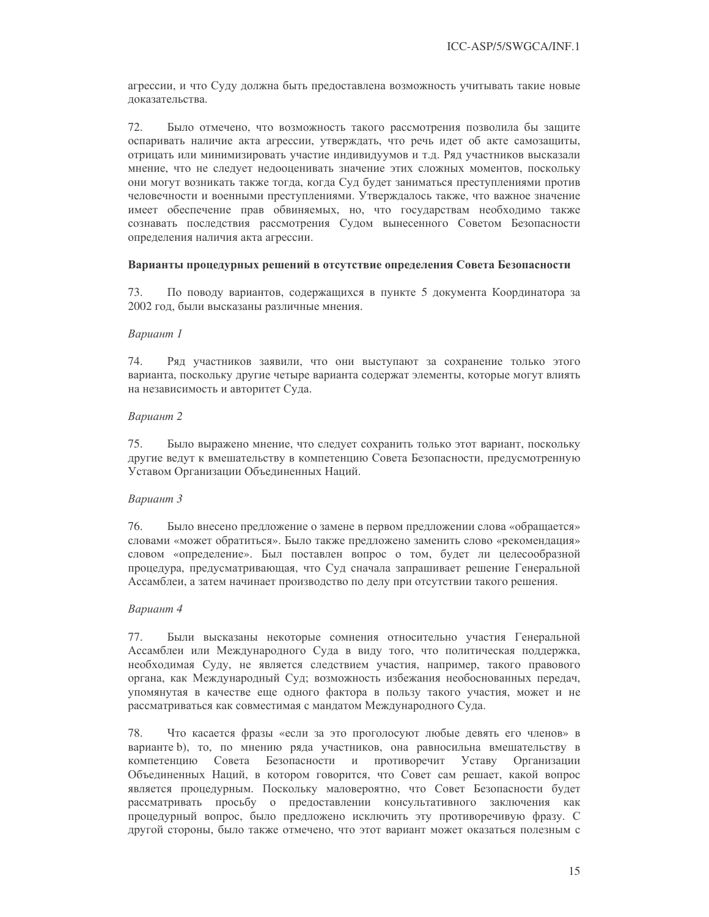агрессии, и что Суду должна быть предоставлена возможность учитывать такие новые доказательства.

72. Было отмечено, что возможность такого рассмотрения позволила бы защите оспаривать наличие акта агрессии, утверждать, что речь идет об акте самозащиты, отрицать или минимизировать участие индивидуумов и т.д. Ряд участников высказали мнение, что не следует недооценивать значение этих сложных моментов, поскольку они могут возникать также тогда, когда Суд будет заниматься преступлениями против человечности и военными преступлениями. Утверждалось также, что важное значение имеет обеспечение прав обвиняемых, но, что государствам необходимо также сознавать последствия рассмотрения Судом вынесенного Советом Безопасности определения наличия акта агрессии.

**Варианты процедурных решений в отсутствие определения Совета Безопасности**

73. По поводу вариантов, содержащихся в пункте 5 документа Координатора за 2002 год, были высказаны различные мнения.

*Вариант 1*

74. Ряд участников заявили, что они выступают за сохранение только этого варианта, поскольку другие четыре варианта содержат элементы, которые могут влиять на независимость и авторитет Суда.

*Вариант 2*

75. Было выражено мнение, что следует сохранить только этот вариант, поскольку другие ведут к вмешательству в компетенцию Совета Безопасности, предусмотренную Уставом Организации Объединенных Наций.

*Вариант 3*

76. Было внесено предложение о замене в первом предложении слова «обращается» словами «может обратиться». Было также предложено заменить слово «рекомендация» словом «определение». Был поставлен вопрос о том, будет ли целесообразной процедура, предусматривающая, что Суд сначала запрашивает решение Генеральной Ассамблеи, а затем начинает производство по делу при отсутствии такого решения.

*Вариант 4*

77. Были высказаны некоторые сомнения относительно участия Генеральной Ассамблеи или Международного Суда в виду того, что политическая поддержка, необходимая Суду, не является следствием участия, например, такого правового органа, как Международный Суд; возможность избежания необоснованных передач, упомянутая в качестве еще одного фактора в пользу такого участия, может и не рассматриваться как совместимая с мандатом Международного Суда.

78. Что касается фразы «если за это проголосуют любые девять его членов» в варианте b), то, по мнению ряда участников, она равносильна вмешательству в компетенцию Совета Безопасности и противоречит Уставу Организации Объединенных Наций, в котором говорится, что Совет сам решает, какой вопрос является процедурным. Поскольку маловероятно, что Совет Безопасности будет рассматривать просьбу о предоставлении консультативного заключения как процедурный вопрос, было предложено исключить эту противоречивую фразу. С другой стороны, было также отмечено, что этот вариант может оказаться полезным с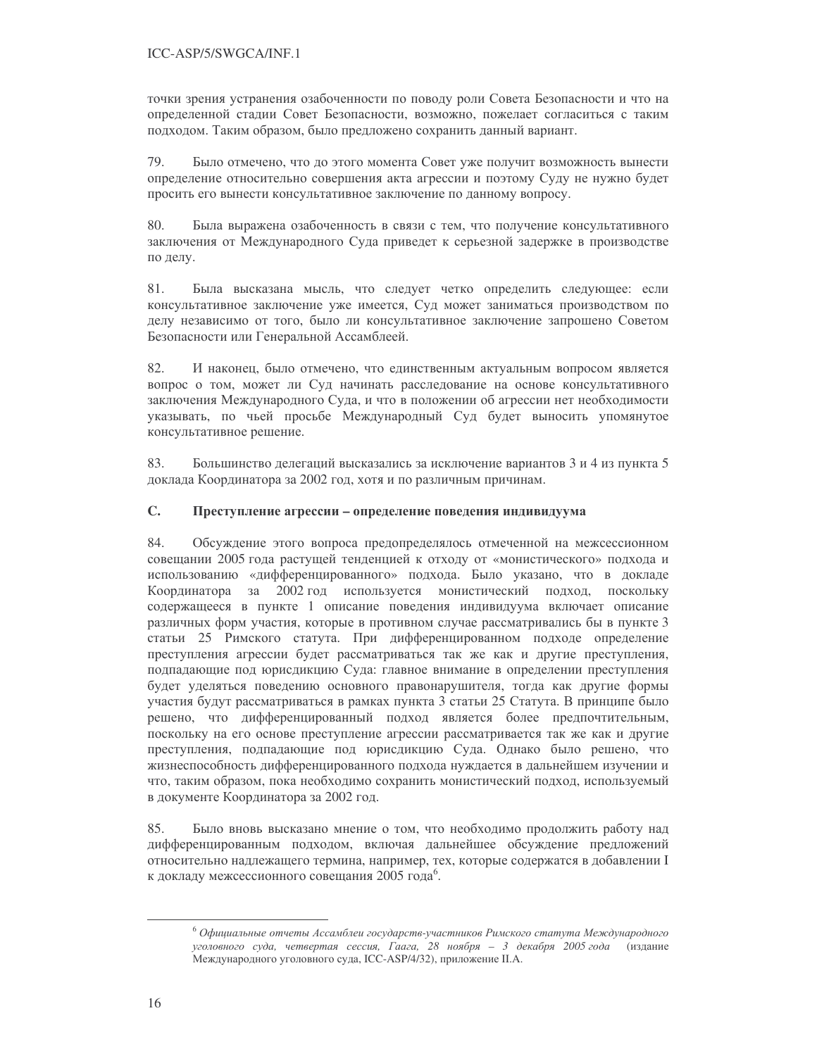точки зрения устранения озабоченности по поводу роли Совета Безопасности и что на определенной стадии Совет Безопасности, возможно, пожелает согласиться с таким подходом. Таким образом, было предложено сохранить данный вариант.

79. Было отмечено, что до этого момента Совет уже получит возможность вынести определение относительно совершения акта агрессии и поэтому Суду не нужно будет просить его вынести консультативное заключение по данному вопросу.

80. Была выражена озабоченность в связи с тем, что получение консультативного заключения от Международного Суда приведет к серьезной задержке в производстве по делу.

81. Была высказана мысль, что следует четко определить следующее: если консультативное заключение уже имеется, Суд может заниматься производством по делу независимо от того, было ли консультативное заключение запрошено Советом Безопасности или Генеральной Ассамблеей.

82. И наконец, было отмечено, что единственным актуальным вопросом является вопрос о том, может ли Суд начинать расследование на основе консультативного заключения Международного Суда, и что в положении об агрессии нет необходимости указывать, по чьей просьбе Международный Суд будет выносить упомянутое консультативное решение.

83. Большинство делегаций высказались за исключение вариантов 3 и 4 из пункта 5 доклада Координатора за 2002 год, хотя и по различным причинам.

## C. Преступление агрессии – определение поведения индивидуума

84. Обсуждение этого вопроса предопределялось отмеченной на межсессионном совещании 2005 года растущей тенденцией к отходу от «монистического» подхода и использованию «дифференцированного» подхода. Было указано, что в докладе Координатора за 2002 год используется монистический подход, поскольку содержащееся в пункте 1 описание поведения индивидуума включает описание различных форм участия, которые в противном случае рассматривались бы в пункте 3 статьи 25 Римского статута. При дифференцированном подходе определение преступления агрессии будет рассматриваться так же как и другие преступления, подпадающие под юрисдикцию Суда: главное внимание в определении преступления будет уделяться поведению основного правонарушителя, тогда как другие формы участия будут рассматриваться в рамках пункта 3 статьи 25 Статута. В принципе было решено, что дифференцированный подход является более предпочтительным, поскольку на его основе преступление агрессии рассматривается так же как и другие преступления, подпадающие под юрисдикцию Суда. Однако было решено, что жизнеспособность дифференцированного подхода нуждается в дальнейшем изучении и что, таким образом, пока необходимо сохранить монистический подход, используемый в документе Координатора за 2002 год.

85. Было вновь высказано мнение о том, что необходимо продолжить работу над дифференцированным подходом, включая дальнейшее обсуждение предложений относительно надлежащего термина, например, тех, которые содержатся в добавлении I к докладу межсессионного совещания 2005 года[6].

---

[6] *Официальные отчеты Ассамблеи государств-участников Римского статута Международного уголовного суда, четвертая сессия, Гаага, 28 ноября – 3 декабря 2005 года* (издание Международного уголовного суда, ICC-ASP/4/32), приложение II.A.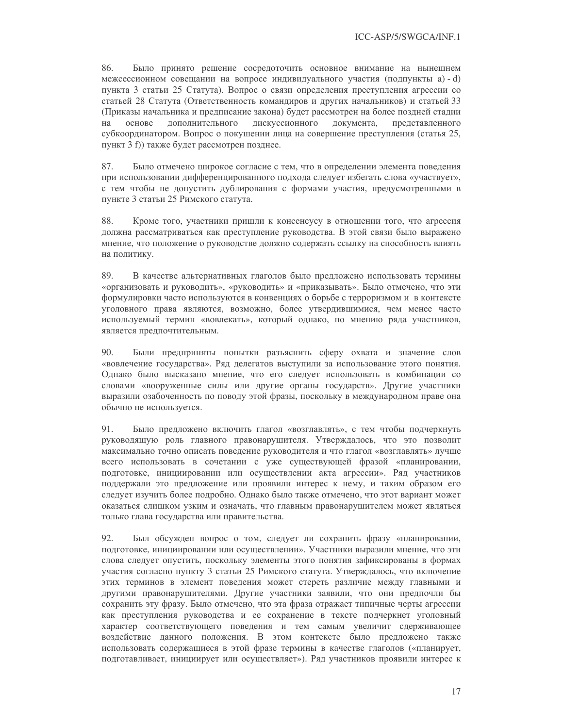86. Было принято решение сосредоточить основное внимание на нынешнем межсессионном совещании на вопросе индивидуального участия (подпункты a) - d) пункта 3 статьи 25 Статута). Вопрос о связи определения преступления агрессии со статьей 28 Статута (Ответственность командиров и других начальников) и статьей 33 (Приказы начальника и предписание закона) будет рассмотрен на более поздней стадии на основе дополнительного дискуссионного документа, представленного субкоординатором. Вопрос о покушении лица на совершение преступления (статья 25, пункт 3 f)) также будет рассмотрен позднее.

87. Было отмечено широкое согласие с тем, что в определении элемента поведения при использовании дифференцированного подхода следует избегать слова «участвует», с тем чтобы не допустить дублирования с формами участия, предусмотренными в пункте 3 статьи 25 Римского статута.

88. Кроме того, участники пришли к консенсусу в отношении того, что агрессия должна рассматриваться как преступление руководства. В этой связи было выражено мнение, что положение о руководстве должно содержать ссылку на способность влиять на политику.

89. В качестве альтернативных глаголов было предложено использовать термины «организовать и руководить», «руководить» и «приказывать». Было отмечено, что эти формулировки часто используются в конвенциях о борьбе с терроризмом и в контексте уголовного права являются, возможно, более утвердившимися, чем менее часто используемый термин «вовлекать», который однако, по мнению ряда участников, является предпочтительным.

90. Были предприняты попытки разъяснить сферу охвата и значение слов «вовлечение государства». Ряд делегатов выступили за использование этого понятия. Однако было высказано мнение, что его следует использовать в комбинации со словами «вооруженные силы или другие органы государств». Другие участники выразили озабоченность по поводу этой фразы, поскольку в международном праве она обычно не используется.

91. Было предложено включить глагол «возглавлять», с тем чтобы подчеркнуть руководящую роль главного правонарушителя. Утверждалось, что это позволит максимально точно описать поведение руководителя и что глагол «возглавлять» лучше всего использовать в сочетании с уже существующей фразой «планировании, подготовке, инициировании или осуществлении акта агрессии». Ряд участников поддержали это предложение или проявили интерес к нему, и таким образом его следует изучить более подробно. Однако было также отмечено, что этот вариант может оказаться слишком узким и означать, что главным правонарушителем может являться только глава государства или правительства.

92. Был обсужден вопрос о том, следует ли сохранить фразу «планировании, подготовке, инициировании или осуществлении». Участники выразили мнение, что эти слова следует опустить, поскольку элементы этого понятия зафиксированы в формах участия согласно пункту 3 статьи 25 Римского статута. Утверждалось, что включение этих терминов в элемент поведения может стереть различие между главными и другими правонарушителями. Другие участники заявили, что они предпочли бы сохранить эту фразу. Было отмечено, что эта фраза отражает типичные черты агрессии как преступления руководства и ее сохранение в тексте подчеркнет уголовный характер соответствующего поведения и тем самым увеличит сдерживающее воздействие данного положения. В этом контексте было предложено также использовать содержащиеся в этой фразе термины в качестве глаголов («планирует, подготавливает, инициирует или осуществляет»). Ряд участников проявили интерес к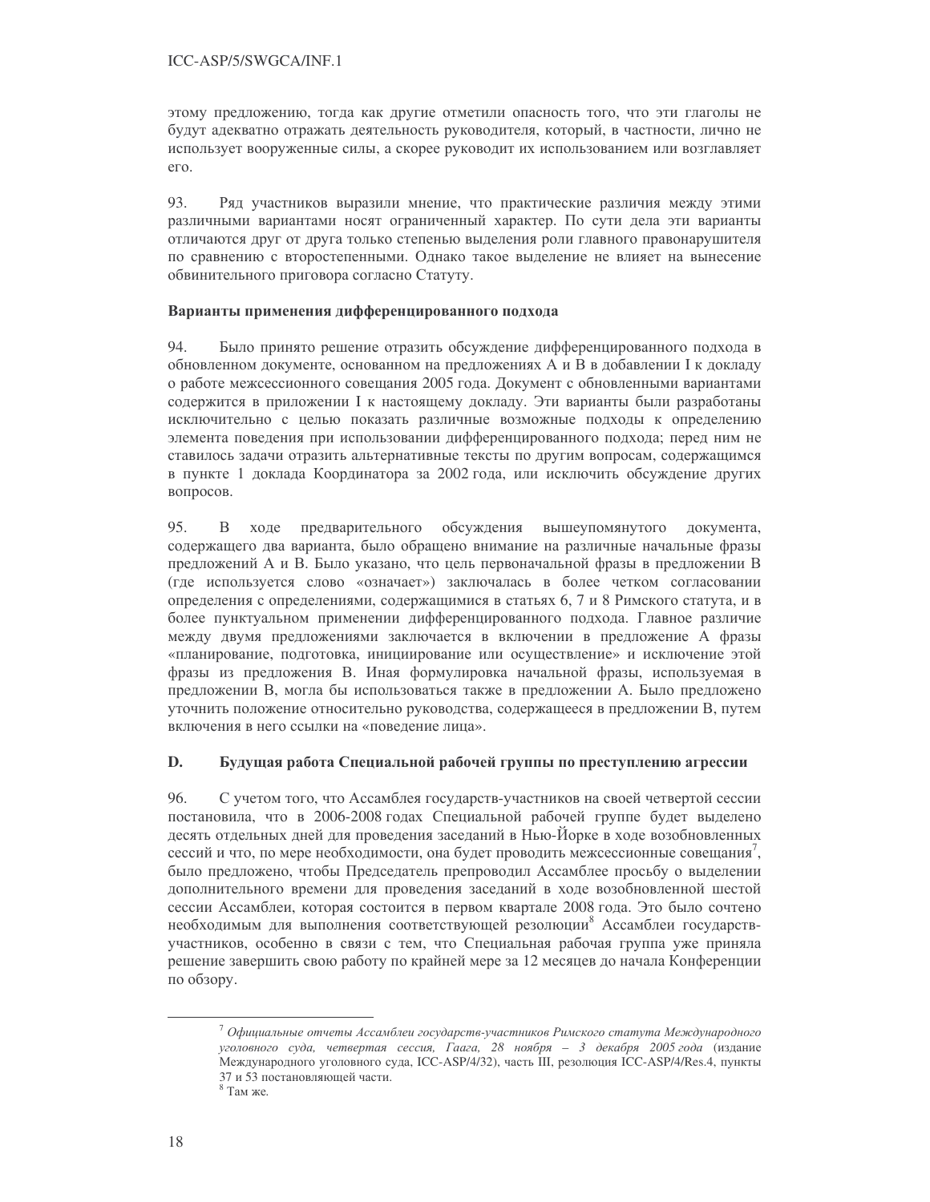этому предложению, тогда как другие отметили опасность того, что эти глаголы не будут адекватно отражать деятельность руководителя, который, в частности, лично не использует вооруженные силы, а скорее руководит их использованием или возглавляет его.

93. Ряд участников выразили мнение, что практические различия между этими различными вариантами носят ограниченный характер. По сути дела эти варианты отличаются друг от друга только степенью выделения роли главного правонарушителя по сравнению с второстепенными. Однако такое выделение не влияет на вынесение обвинительного приговора согласно Статуту.

**Варианты применения дифференцированного подхода**

94. Было принято решение отразить обсуждение дифференцированного подхода в обновленном документе, основанном на предложениях A и B в добавлении I к докладу о работе межсессионного совещания 2005 года. Документ с обновленными вариантами содержится в приложении I к настоящему докладу. Эти варианты были разработаны исключительно с целью показать различные возможные подходы к определению элемента поведения при использовании дифференцированного подхода; перед ним не ставилось задачи отразить альтернативные тексты по другим вопросам, содержащимся в пункте 1 доклада Координатора за 2002 года, или исключить обсуждение других вопросов.

95. В ходе предварительного обсуждения вышеупомянутого документа, содержащего два варианта, было обращено внимание на различные начальные фразы предложений A и B. Было указано, что цель первоначальной фразы в предложении B (где используется слово «означает») заключалась в более четком согласовании определения с определениями, содержащимися в статьях 6, 7 и 8 Римского статута, и в более пунктуальном применении дифференцированного подхода. Главное различие между двумя предложениями заключается в включении в предложение A фразы «планирование, подготовка, инициирование или осуществление» и исключение этой фразы из предложения B. Иная формулировка начальной фразы, используемая в предложении B, могла бы использоваться также в предложении A. Было предложено уточнить положение относительно руководства, содержащееся в предложении B, путем включения в него ссылки на «поведение лица».

## D. Будущая работа Специальной рабочей группы по преступлению агрессии

96. С учетом того, что Ассамблея государств-участников на своей четвертой сессии постановила, что в 2006-2008 годах Специальной рабочей группе будет выделено десять отдельных дней для проведения заседаний в Нью-Йорке в ходе возобновленных сессий и что, по мере необходимости, она будет проводить межсессионные совещания[7], было предложено, чтобы Председатель препроводил Ассамблее просьбу о выделении дополнительного времени для проведения заседаний в ходе возобновленной шестой сессии Ассамблеи, которая состоится в первом квартале 2008 года. Это было сочтено необходимым для выполнения соответствующей резолюции[8] Ассамблеи государств-участников, особенно в связи с тем, что Специальная рабочая группа уже приняла решение завершить свою работу по крайней мере за 12 месяцев до начала Конференции по обзору.

---

[7] *Официальные отчеты Ассамблеи государств-участников Римского статута Международного уголовного суда, четвертая сессия, Гаага, 28 ноября – 3 декабря 2005 года* (издание Международного уголовного суда, ICC-ASP/4/32), часть III, резолюция ICC-ASP/4/Res.4, пункты 37 и 53 постановляющей части.

[8] Там же.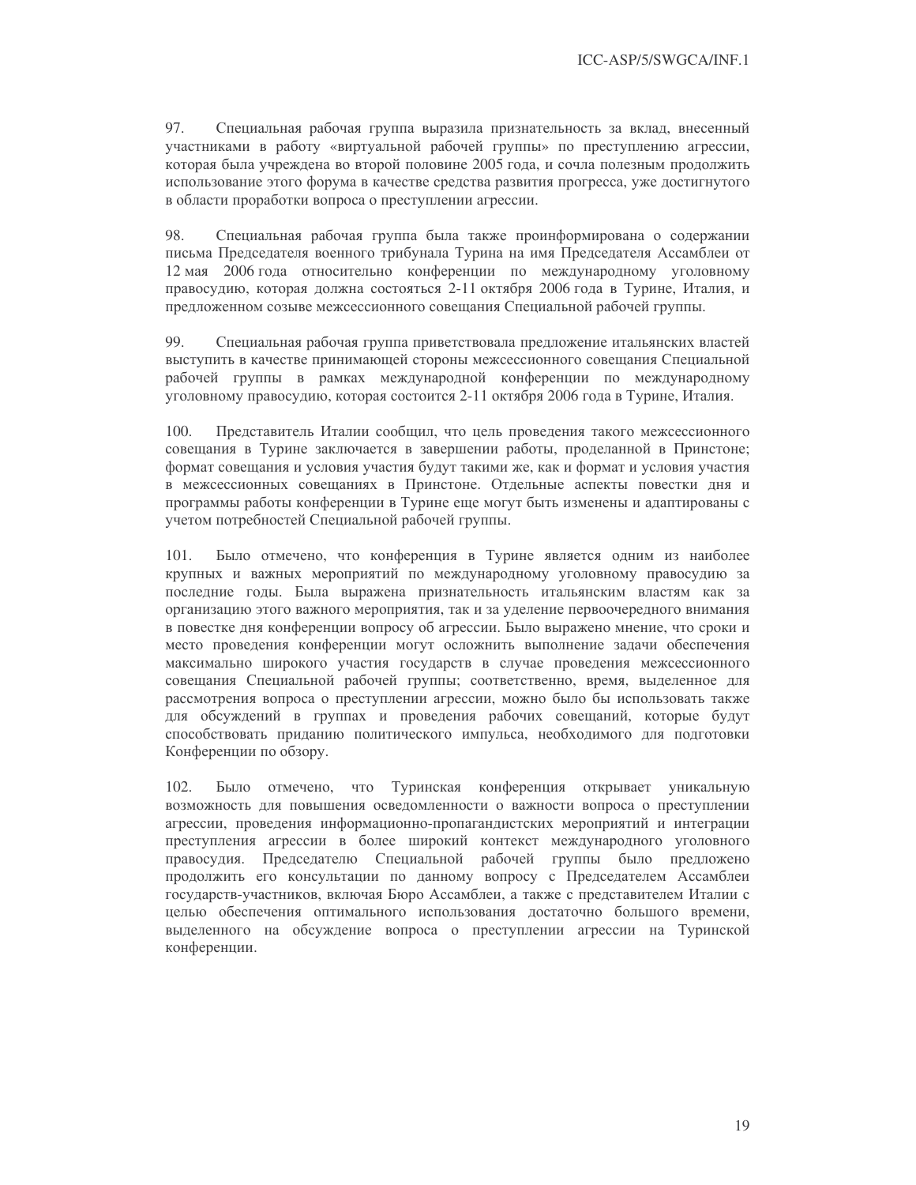97. Специальная рабочая группа выразила признательность за вклад, внесенный участниками в работу «виртуальной рабочей группы» по преступлению агрессии, которая была учреждена во второй половине 2005 года, и сочла полезным продолжить использование этого форума в качестве средства развития прогресса, уже достигнутого в области проработки вопроса о преступлении агрессии.

98. Специальная рабочая группа была также проинформирована о содержании письма Председателя военного трибунала Турина на имя Председателя Ассамблеи от 12 мая 2006 года относительно конференции по международному уголовному правосудию, которая должна состояться 2-11 октября 2006 года в Турине, Италия, и предложенном созыве межсессионного совещания Специальной рабочей группы.

99. Специальная рабочая группа приветствовала предложение итальянских властей выступить в качестве принимающей стороны межсессионного совещания Специальной рабочей группы в рамках международной конференции по международному уголовному правосудию, которая состоится 2-11 октября 2006 года в Турине, Италия.

100. Представитель Италии сообщил, что цель проведения такого межсессионного совещания в Турине заключается в завершении работы, проделанной в Принстоне; формат совещания и условия участия будут такими же, как и формат и условия участия в межсессионных совещаниях в Принстоне. Отдельные аспекты повестки дня и программы работы конференции в Турине еще могут быть изменены и адаптированы с учетом потребностей Специальной рабочей группы.

101. Было отмечено, что конференция в Турине является одним из наиболее крупных и важных мероприятий по международному уголовному правосудию за последние годы. Была выражена признательность итальянским властям как за организацию этого важного мероприятия, так и за уделение первоочередного внимания в повестке дня конференции вопросу об агрессии. Было выражено мнение, что сроки и место проведения конференции могут осложнить выполнение задачи обеспечения максимально широкого участия государств в случае проведения межсессионного совещания Специальной рабочей группы; соответственно, время, выделенное для рассмотрения вопроса о преступлении агрессии, можно было бы использовать также для обсуждений в группах и проведения рабочих совещаний, которые будут способствовать приданию политического импульса, необходимого для подготовки Конференции по обзору.

102. Было отмечено, что Туринская конференция открывает уникальную возможность для повышения осведомленности о важности вопроса о преступлении агрессии, проведения информационно-пропагандистских мероприятий и интеграции преступления агрессии в более широкий контекст международного уголовного правосудия. Председателю Специальной рабочей группы было предложено продолжить его консультации по данному вопросу с Председателем Ассамблеи государств-участников, включая Бюро Ассамблеи, а также с представителем Италии с целью обеспечения оптимального использования достаточно большого времени, выделенного на обсуждение вопроса о преступлении агрессии на Туринской конференции.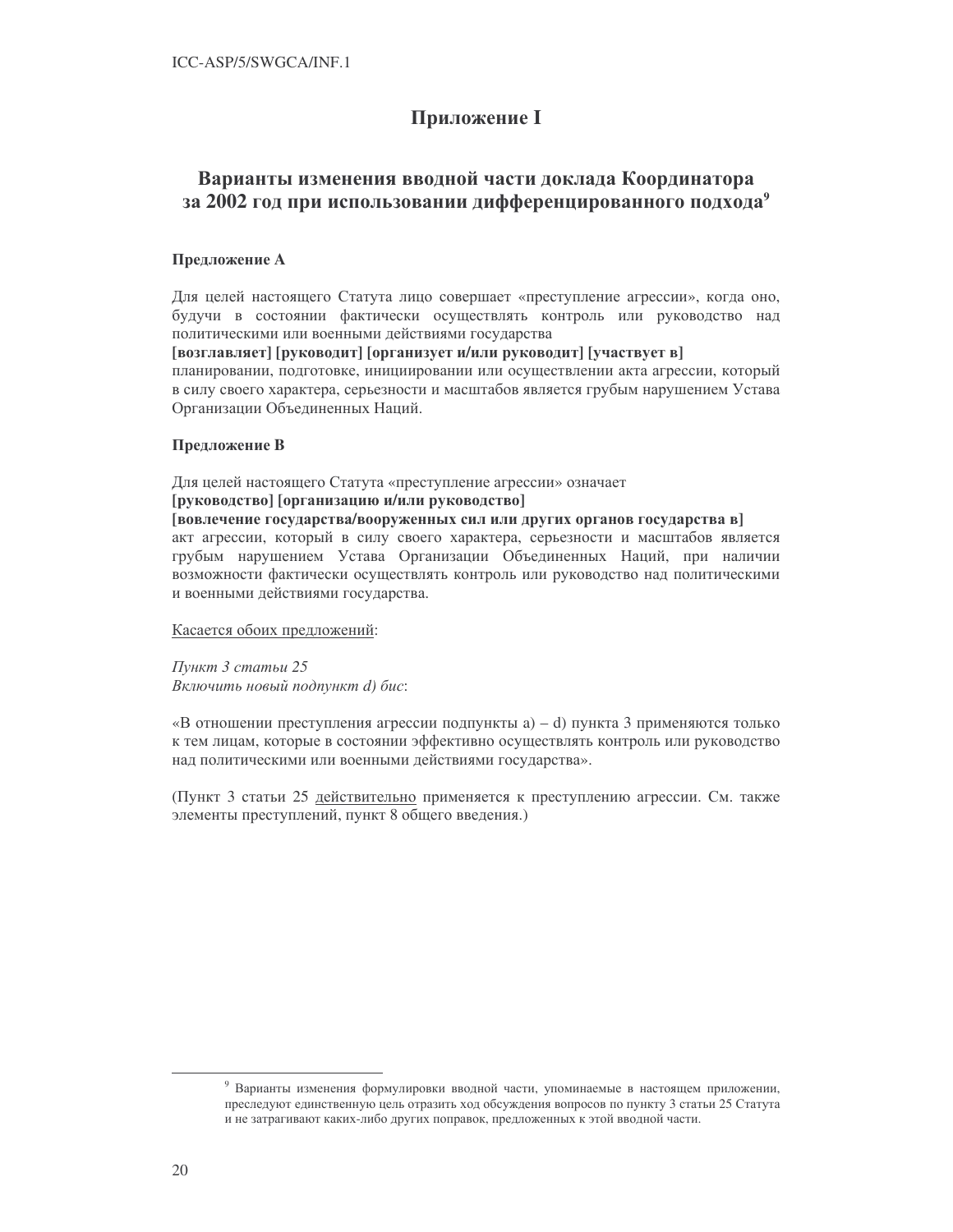## Приложение I

## Варианты изменения вводной части доклада Координатора за 2002 год при использовании дифференцированного подхода[9]

**Предложение А**

Для целей настоящего Статута лицо совершает «преступление агрессии», когда оно, будучи в состоянии фактически осуществлять контроль или руководство над политическими или военными действиями государства
**[возглавляет] [руководит] [организует и/или руководит] [участвует в]**
планировании, подготовке, инициировании или осуществлении акта агрессии, который в силу своего характера, серьезности и масштабов является грубым нарушением Устава Организации Объединенных Наций.

**Предложение В**

Для целей настоящего Статута «преступление агрессии» означает
**[руководство] [организацию и/или руководство]**
**[вовлечение государства/вооруженных сил или других органов государства в]**
акт агрессии, который в силу своего характера, серьезности и масштабов является грубым нарушением Устава Организации Объединенных Наций, при наличии возможности фактически осуществлять контроль или руководство над политическими и военными действиями государства.

<u>Касается обоих предложений</u>:

*Пункт 3 статьи 25*
*Включить новый подпункт d) бис*:

«В отношении преступления агрессии подпункты a) – d) пункта 3 применяются только к тем лицам, которые в состоянии эффективно осуществлять контроль или руководство над политическими или военными действиями государства».

(Пункт 3 статьи 25 <u>действительно</u> применяется к преступлению агрессии. См. также элементы преступлений, пункт 8 общего введения.)

---

[9] Варианты изменения формулировки вводной части, упоминаемые в настоящем приложении, преследуют единственную цель отразить ход обсуждения вопросов по пункту 3 статьи 25 Статута и не затрагивают каких-либо других поправок, предложенных к этой вводной части.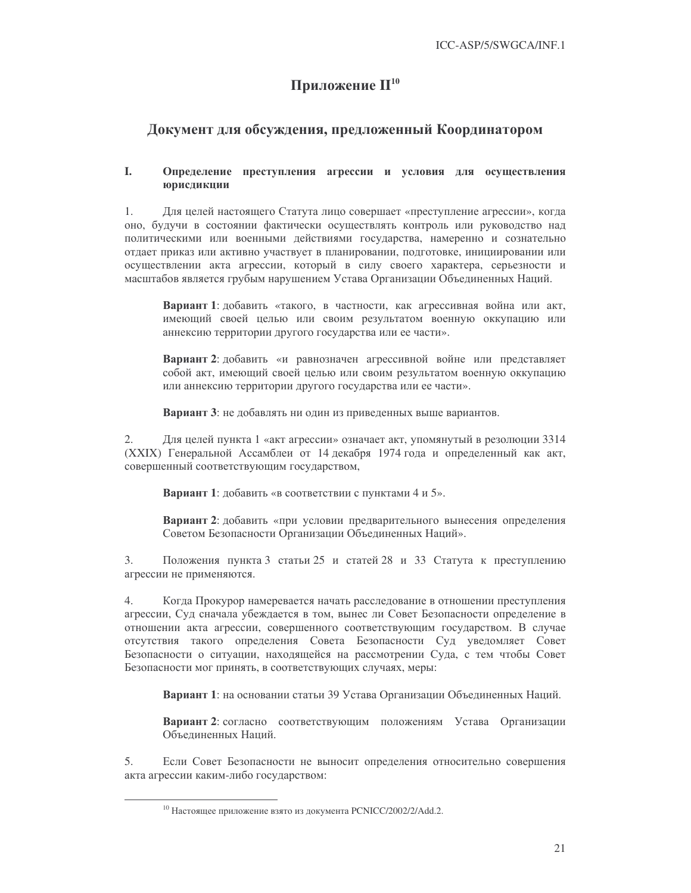# Приложение II[10]

## Документ для обсуждения, предложенный Координатором

### I. Определение преступления агрессии и условия для осуществления юрисдикции

1. Для целей настоящего Статута лицо совершает «преступление агрессии», когда оно, будучи в состоянии фактически осуществлять контроль или руководство над политическими или военными действиями государства, намеренно и сознательно отдает приказ или активно участвует в планировании, подготовке, инициировании или осуществлении акта агрессии, который в силу своего характера, серьезности и масштабов является грубым нарушением Устава Организации Объединенных Наций.

**Вариант 1**: добавить «такого, в частности, как агрессивная война или акт, имеющий своей целью или своим результатом военную оккупацию или аннексию территории другого государства или ее части».

**Вариант 2**: добавить «и равнозначен агрессивной войне или представляет собой акт, имеющий своей целью или своим результатом военную оккупацию или аннексию территории другого государства или ее части».

**Вариант 3**: не добавлять ни один из приведенных выше вариантов.

2. Для целей пункта 1 «акт агрессии» означает акт, упомянутый в резолюции 3314 (XXIX) Генеральной Ассамблеи от 14 декабря 1974 года и определенный как акт, совершенный соответствующим государством,

**Вариант 1**: добавить «в соответствии с пунктами 4 и 5».

**Вариант 2**: добавить «при условии предварительного вынесения определения Советом Безопасности Организации Объединенных Наций».

3. Положения пункта 3 статьи 25 и статей 28 и 33 Статута к преступлению агрессии не применяются.

4. Когда Прокурор намеревается начать расследование в отношении преступления агрессии, Суд сначала убеждается в том, вынес ли Совет Безопасности определение в отношении акта агрессии, совершенного соответствующим государством. В случае отсутствия такого определения Совета Безопасности Суд уведомляет Совет Безопасности о ситуации, находящейся на рассмотрении Суда, с тем чтобы Совет Безопасности мог принять, в соответствующих случаях, меры:

**Вариант 1**: на основании статьи 39 Устава Организации Объединенных Наций.

**Вариант 2**: согласно соответствующим положениям Устава Организации Объединенных Наций.

5. Если Совет Безопасности не выносит определения относительно совершения акта агрессии каким-либо государством:

[10] Настоящее приложение взято из документа PCNICC/2002/2/Add.2.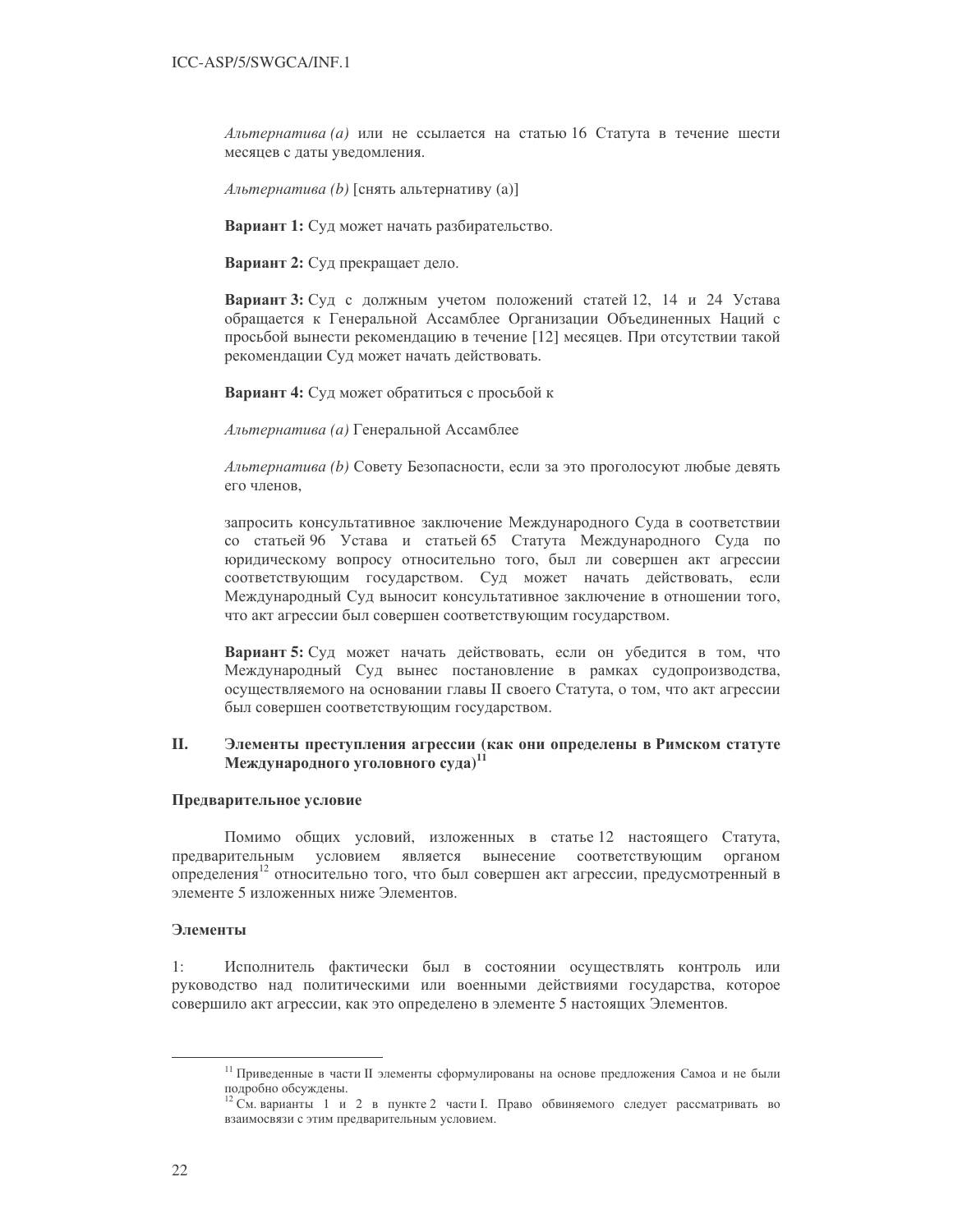*Альтернатива (а)* или не ссылается на статью 16 Статута в течение шести месяцев с даты уведомления.

*Альтернатива (b)* [снять альтернативу (а)]

**Вариант 1:** Суд может начать разбирательство.

**Вариант 2:** Суд прекращает дело.

**Вариант 3:** Суд с должным учетом положений статей 12, 14 и 24 Устава обращается к Генеральной Ассамблее Организации Объединенных Наций с просьбой вынести рекомендацию в течение [12] месяцев. При отсутствии такой рекомендации Суд может начать действовать.

**Вариант 4:** Суд может обратиться с просьбой к

*Альтернатива (а)* Генеральной Ассамблее

*Альтернатива (b)* Совету Безопасности, если за это проголосуют любые девять его членов,

запросить консультативное заключение Международного Суда в соответствии со статьей 96 Устава и статьей 65 Статута Международного Суда по юридическому вопросу относительно того, был ли совершен акт агрессии соответствующим государством. Суд может начать действовать, если Международный Суд выносит консультативное заключение в отношении того, что акт агрессии был совершен соответствующим государством.

**Вариант 5:** Суд может начать действовать, если он убедится в том, что Международный Суд вынес постановление в рамках судопроизводства, осуществляемого на основании главы II своего Статута, о том, что акт агрессии был совершен соответствующим государством.

## II. Элементы преступления агрессии (как они определены в Римском статуте Международного уголовного суда)[11]

**Предварительное условие**

Помимо общих условий, изложенных в статье 12 настоящего Статута, предварительным условием является вынесение соответствующим органом определения[12] относительно того, что был совершен акт агрессии, предусмотренный в элементе 5 изложенных ниже Элементов.

**Элементы**

1: Исполнитель фактически был в состоянии осуществлять контроль или руководство над политическими или военными действиями государства, которое совершило акт агрессии, как это определено в элементе 5 настоящих Элементов.

---

[11] Приведенные в части II элементы сформулированы на основе предложения Самоа и не были подробно обсуждены.

[12] См. варианты 1 и 2 в пункте 2 части I. Право обвиняемого следует рассматривать во взаимосвязи с этим предварительным условием.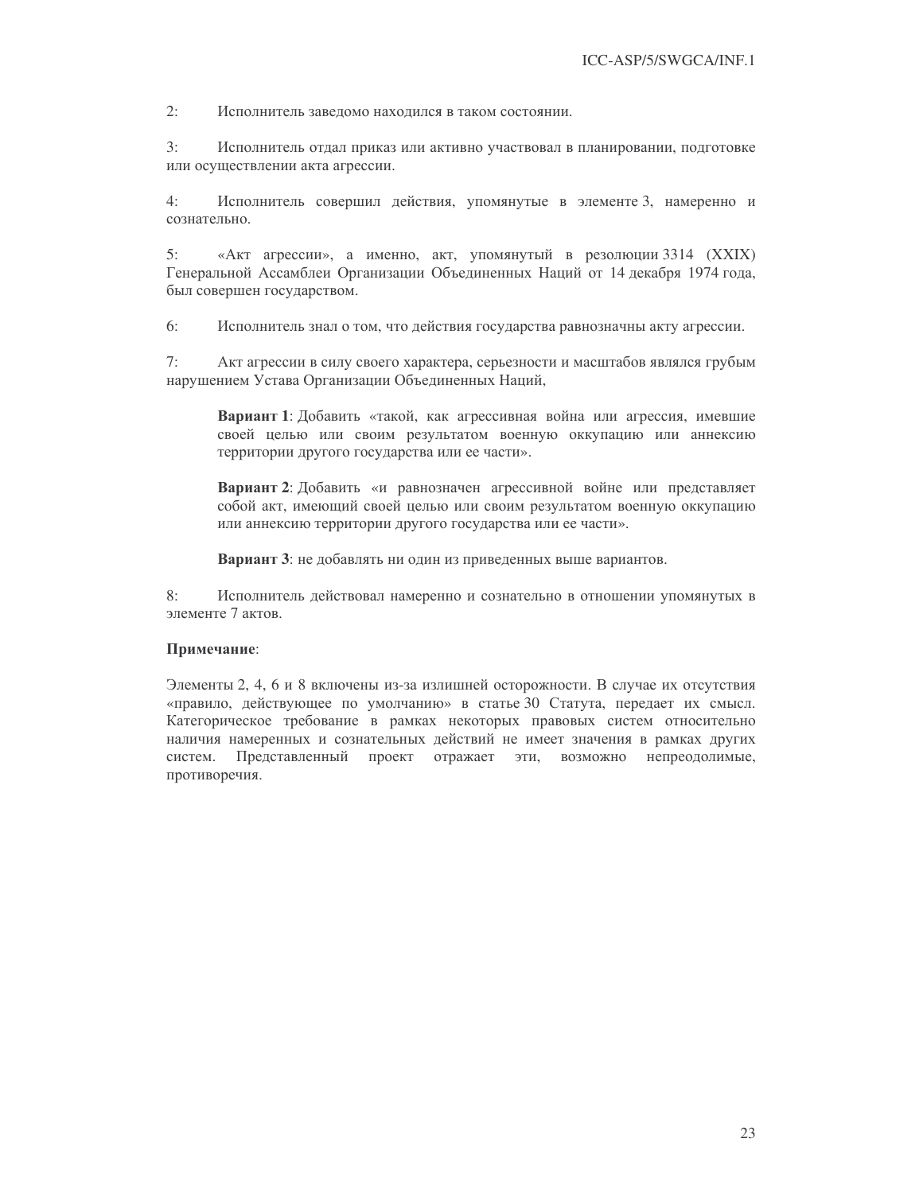2: Исполнитель заведомо находился в таком состоянии.

3: Исполнитель отдал приказ или активно участвовал в планировании, подготовке или осуществлении акта агрессии.

4: Исполнитель совершил действия, упомянутые в элементе 3, намеренно и сознательно.

5: «Акт агрессии», а именно, акт, упомянутый в резолюции 3314 (XXIX) Генеральной Ассамблеи Организации Объединенных Наций от 14 декабря 1974 года, был совершен государством.

6: Исполнитель знал о том, что действия государства равнозначны акту агрессии.

7: Акт агрессии в силу своего характера, серьезности и масштабов являлся грубым нарушением Устава Организации Объединенных Наций,

> **Вариант 1**: Добавить «такой, как агрессивная война или агрессия, имевшие своей целью или своим результатом военную оккупацию или аннексию территории другого государства или ее части».
>
> **Вариант 2**: Добавить «и равнозначен агрессивной войне или представляет собой акт, имеющий своей целью или своим результатом военную оккупацию или аннексию территории другого государства или ее части».
>
> **Вариант 3**: не добавлять ни один из приведенных выше вариантов.

8: Исполнитель действовал намеренно и сознательно в отношении упомянутых в элементе 7 актов.

**Примечание**:

Элементы 2, 4, 6 и 8 включены из-за излишней осторожности. В случае их отсутствия «правило, действующее по умолчанию» в статье 30 Статута, передает их смысл. Категорическое требование в рамках некоторых правовых систем относительно наличия намеренных и сознательных действий не имеет значения в рамках других систем. Представленный проект отражает эти, возможно непреодолимые, противоречия.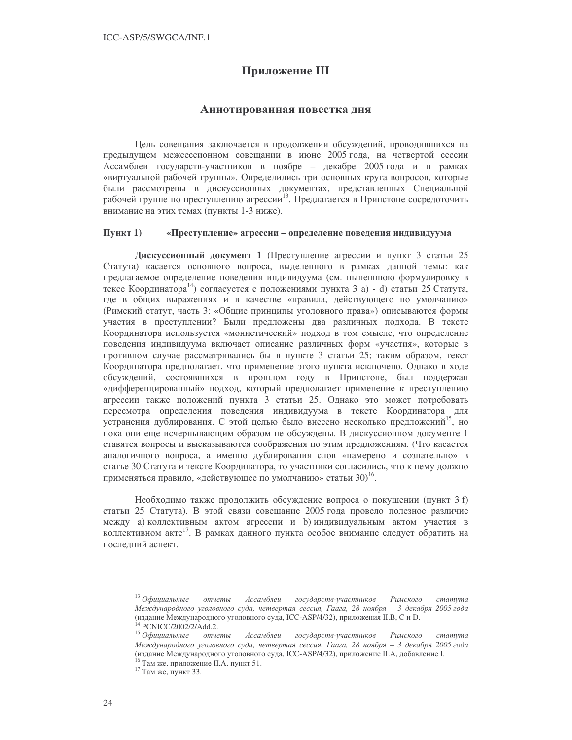# Приложение III

## Аннотированная повестка дня

Цель совещания заключается в продолжении обсуждений, проводившихся на предыдущем межсессионном совещании в июне 2005 года, на четвертой сессии Ассамблеи государств-участников в ноябре – декабре 2005 года и в рамках «виртуальной рабочей группы». Определились три основных круга вопросов, которые были рассмотрены в дискуссионных документах, представленных Специальной рабочей группе по преступлению агрессии[13]. Предлагается в Принстоне сосредоточить внимание на этих темах (пункты 1-3 ниже).

**Пункт 1) «Преступление» агрессии – определение поведения индивидуума**

**Дискуссионный документ 1** (Преступление агрессии и пункт 3 статьи 25 Статута) касается основного вопроса, выделенного в рамках данной темы: как предлагаемое определение поведения индивидуума (см. нынешнюю формулировку в тексте Координатора[14]) согласуется с положениями пункта 3 a) - d) статьи 25 Статута, где в общих выражениях и в качестве «правила, действующего по умолчанию» (Римский статут, часть 3: «Общие принципы уголовного права») описываются формы участия в преступлении? Были предложены два различных подхода. В тексте Координатора используется «монистический» подход в том смысле, что определение поведения индивидуума включает описание различных форм «участия», которые в противном случае рассматривались бы в пункте 3 статьи 25; таким образом, текст Координатора предполагает, что применение этого пункта исключено. Однако в ходе обсуждений, состоявшихся в прошлом году в Принстоне, был поддержан «дифференцированный» подход, который предполагает применение к преступлению агрессии также положений пункта 3 статьи 25. Однако это может потребовать пересмотра определения поведения индивидуума в тексте Координатора для устранения дублирования. С этой целью было внесено несколько предложений[15], но пока они еще исчерпывающим образом не обсуждены. В дискуссионном документе 1 ставятся вопросы и высказываются соображения по этим предложениям. (Что касается аналогичного вопроса, а именно дублирования слов «намерено и сознательно» в статье 30 Статута и тексте Координатора, то участники согласились, что к нему должно применяться правило, «действующее по умолчанию» статьи 30)[16].

Необходимо также продолжить обсуждение вопроса о покушении (пункт 3 f) статьи 25 Статута). В этой связи совещание 2005 года провело полезное различие между a) коллективным актом агрессии и b) индивидуальным актом участия в коллективном акте[17]. В рамках данного пункта особое внимание следует обратить на последний аспект.

---

[13] *Официальные отчеты Ассамблеи государств-участников Римского статута Международного уголовного суда, четвертая сессия, Гаага, 28 ноября – 3 декабря 2005 года* (издание Международного уголовного суда, ICC-ASP/4/32), приложения II.B, C и D.

[14] PCNICC/2002/2/Add.2.

[15] *Официальные отчеты Ассамблеи государств-участников Римского статута Международного уголовного суда, четвертая сессия, Гаага, 28 ноября – 3 декабря 2005 года* (издание Международного уголовного суда, ICC-ASP/4/32), приложение II.A, добавление I.

[16] Там же, приложение II.A, пункт 51.

[17] Там же, пункт 33.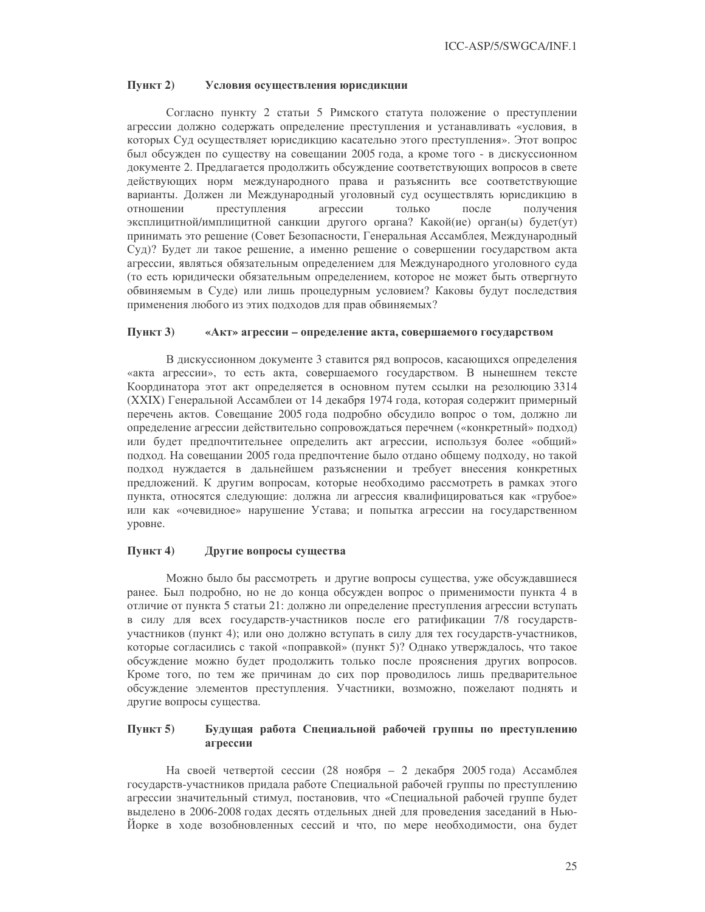### Пункт 2) Условия осуществления юрисдикции

Согласно пункту 2 статьи 5 Римского статута положение о преступлении агрессии должно содержать определение преступления и устанавливать «условия, в которых Суд осуществляет юрисдикцию касательно этого преступления». Этот вопрос был обсужден по существу на совещании 2005 года, а кроме того - в дискуссионном документе 2. Предлагается продолжить обсуждение соответствующих вопросов в свете действующих норм международного права и разъяснить все соответствующие варианты. Должен ли Международный уголовный суд осуществлять юрисдикцию в отношении преступления агрессии только после получения эксплицитной/имплицитной санкции другого органа? Какой(ие) орган(ы) будет(ут) принимать это решение (Совет Безопасности, Генеральная Ассамблея, Международный Суд)? Будет ли такое решение, а именно решение о совершении государством акта агрессии, являться обязательным определением для Международного уголовного суда (то есть юридически обязательным определением, которое не может быть отвергнуто обвиняемым в Суде) или лишь процедурным условием? Каковы будут последствия применения любого из этих подходов для прав обвиняемых?

### Пункт 3) «Акт» агрессии – определение акта, совершаемого государством

В дискуссионном документе 3 ставится ряд вопросов, касающихся определения «акта агрессии», то есть акта, совершаемого государством. В нынешнем тексте Координатора этот акт определяется в основном путем ссылки на резолюцию 3314 (XXIX) Генеральной Ассамблеи от 14 декабря 1974 года, которая содержит примерный перечень актов. Совещание 2005 года подробно обсудило вопрос о том, должно ли определение агрессии действительно сопровождаться перечнем («конкретный» подход) или будет предпочтительнее определить акт агрессии, используя более «общий» подход. На совещании 2005 года предпочтение было отдано общему подходу, но такой подход нуждается в дальнейшем разъяснении и требует внесения конкретных предложений. К другим вопросам, которые необходимо рассмотреть в рамках этого пункта, относятся следующие: должна ли агрессия квалифицироваться как «грубое» или как «очевидное» нарушение Устава; и попытка агрессии на государственном уровне.

### Пункт 4) Другие вопросы существа

Можно было бы рассмотреть и другие вопросы существа, уже обсуждавшиеся ранее. Был подробно, но не до конца обсужден вопрос о применимости пункта 4 в отличие от пункта 5 статьи 21: должно ли определение преступления агрессии вступать в силу для всех государств-участников после его ратификации 7/8 государств-участников (пункт 4); или оно должно вступать в силу лишь для тех государств-участников, которые согласились с такой «поправкой» (пункт 5)? Однако утверждалось, что такое обсуждение можно будет продолжить только после прояснения других вопросов. Кроме того, по тем же причинам до сих пор проводилось лишь предварительное обсуждение элементов преступления. Участники, возможно, пожелают поднять и другие вопросы существа.

### Пункт 5) Будущая работа Специальной рабочей группы по преступлению агрессии

На своей четвертой сессии (28 ноября – 2 декабря 2005 года) Ассамблея государств-участников придала работе Специальной рабочей группы по преступлению агрессии значительный стимул, постановив, что «Специальной рабочей группе будет выделено в 2006-2008 годах десять отдельных дней для проведения заседаний в Нью-Йорке в ходе возобновленных сессий и что, по мере необходимости, она будет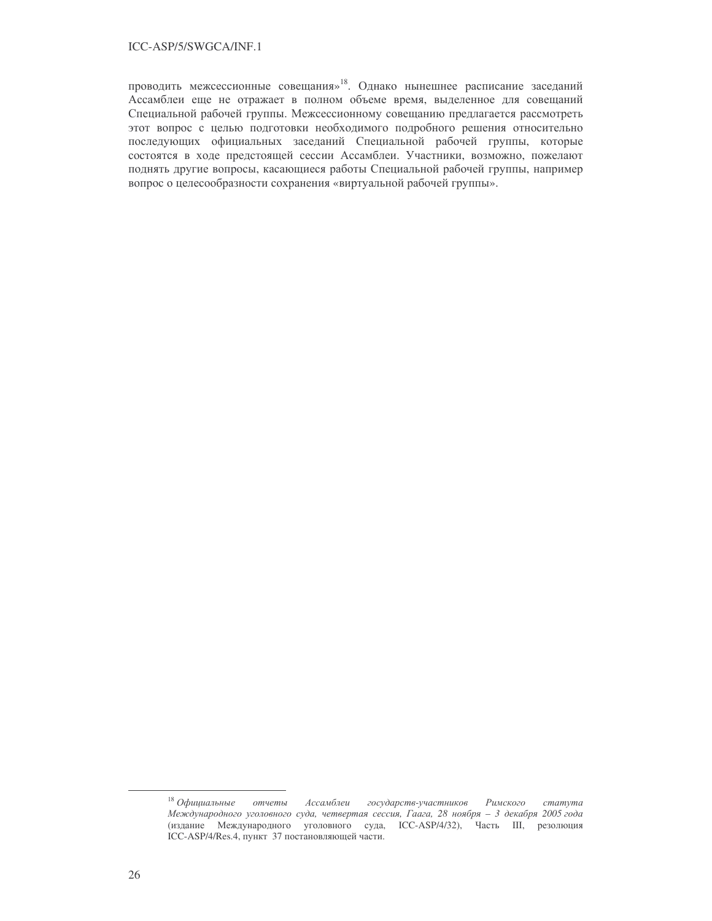проводить межсессионные совещания»[18]. Однако нынешнее расписание заседаний Ассамблеи еще не отражает в полном объеме время, выделенное для совещаний Специальной рабочей группы. Межсессионному совещанию предлагается рассмотреть этот вопрос с целью подготовки необходимого подробного решения относительно последующих официальных заседаний Специальной рабочей группы, которые состоятся в ходе предстоящей сессии Ассамблеи. Участники, возможно, пожелают поднять другие вопросы, касающиеся работы Специальной рабочей группы, например вопрос о целесообразности сохранения «виртуальной рабочей группы».

---

[18] *Официальные отчеты Ассамблеи государств-участников Римского статута Международного уголовного суда, четвертая сессия, Гаага, 28 ноября – 3 декабря 2005 года* (издание Международного уголовного суда, ICC-ASP/4/32), Часть III, резолюция ICC-ASP/4/Res.4, пункт 37 постановляющей части.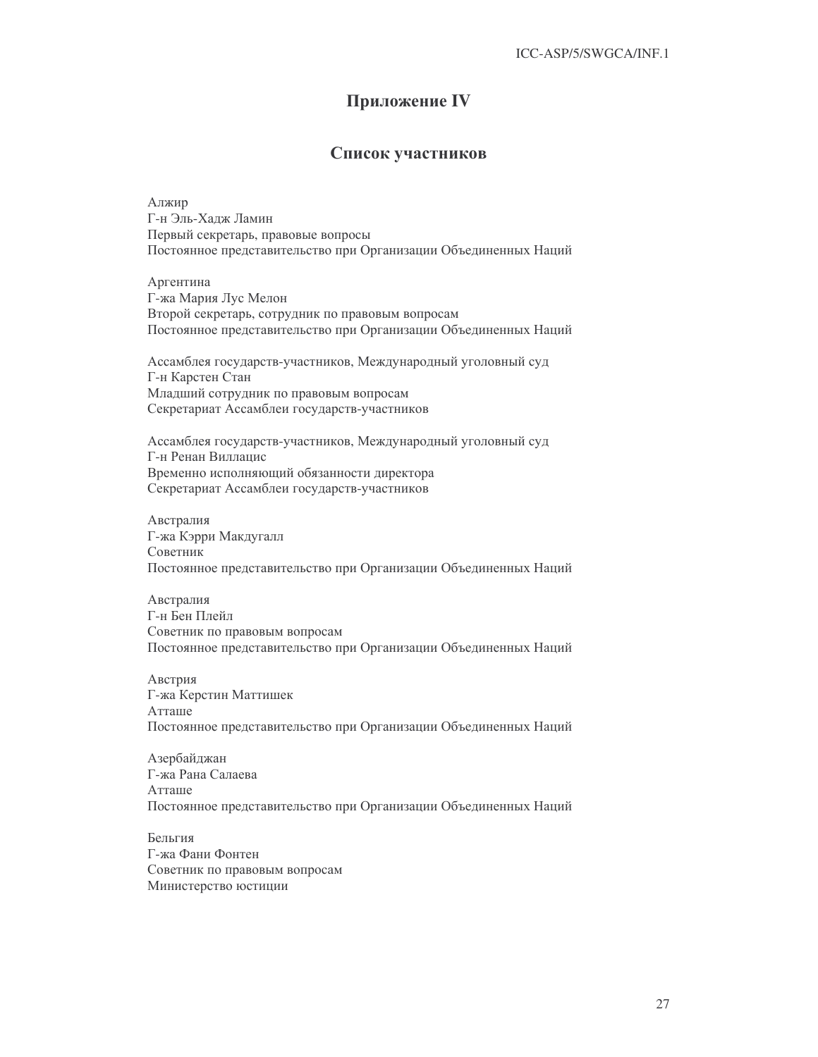# Приложение IV

## Список участников

Алжир
Г-н Эль-Хадж Ламин
Первый секретарь, правовые вопросы
Постоянное представительство при Организации Объединенных Наций

Аргентина
Г-жа Мария Лус Мелон
Второй секретарь, сотрудник по правовым вопросам
Постоянное представительство при Организации Объединенных Наций

Ассамблея государств-участников, Международный уголовный суд
Г-н Карстен Стан
Младший сотрудник по правовым вопросам
Секретариат Ассамблеи государств-участников

Ассамблея государств-участников, Международный уголовный суд
Г-н Ренан Виллацис
Временно исполняющий обязанности директора
Секретариат Ассамблеи государств-участников

Австралия
Г-жа Кэрри Макдугалл
Советник
Постоянное представительство при Организации Объединенных Наций

Австралия
Г-н Бен Плейл
Советник по правовым вопросам
Постоянное представительство при Организации Объединенных Наций

Австрия
Г-жа Керстин Маттишек
Атташе
Постоянное представительство при Организации Объединенных Наций

Азербайджан
Г-жа Рана Салаева
Атташе
Постоянное представительство при Организации Объединенных Наций

Бельгия
Г-жа Фани Фонтен
Советник по правовым вопросам
Министерство юстиции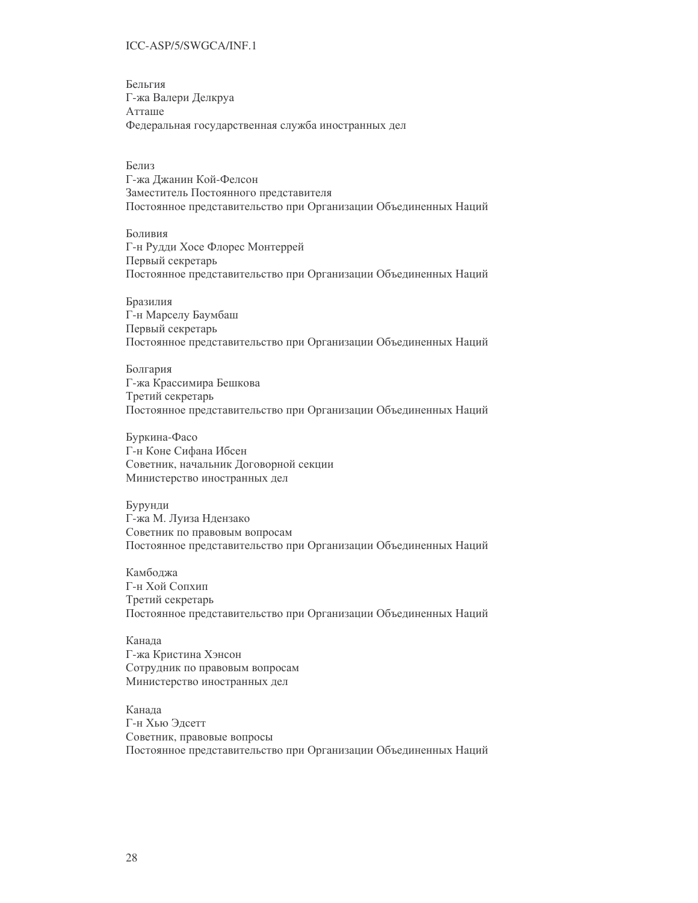Бельгия
Г-жа Валери Делкруа
Атташе
Федеральная государственная служба иностранных дел

Белиз
Г-жа Джанин Кой-Фелсон
Заместитель Постоянного представителя
Постоянное представительство при Организации Объединенных Наций

Боливия
Г-н Рудди Хосе Флорес Монтеррей
Первый секретарь
Постоянное представительство при Организации Объединенных Наций

Бразилия
Г-н Марселу Баумбаш
Первый секретарь
Постоянное представительство при Организации Объединенных Наций

Болгария
Г-жа Крассимира Бешкова
Третий секретарь
Постоянное представительство при Организации Объединенных Наций

Буркина-Фасо
Г-н Коне Сифана Ибсен
Советник, начальник Договорной секции
Министерство иностранных дел

Бурунди
Г-жа М. Луиза Ндензако
Советник по правовым вопросам
Постоянное представительство при Организации Объединенных Наций

Камбоджа
Г-н Хой Сопхип
Третий секретарь
Постоянное представительство при Организации Объединенных Наций

Канада
Г-жа Кристина Хэнсон
Сотрудник по правовым вопросам
Министерство иностранных дел

Канада
Г-н Хью Эдсетт
Советник, правовые вопросы
Постоянное представительство при Организации Объединенных Наций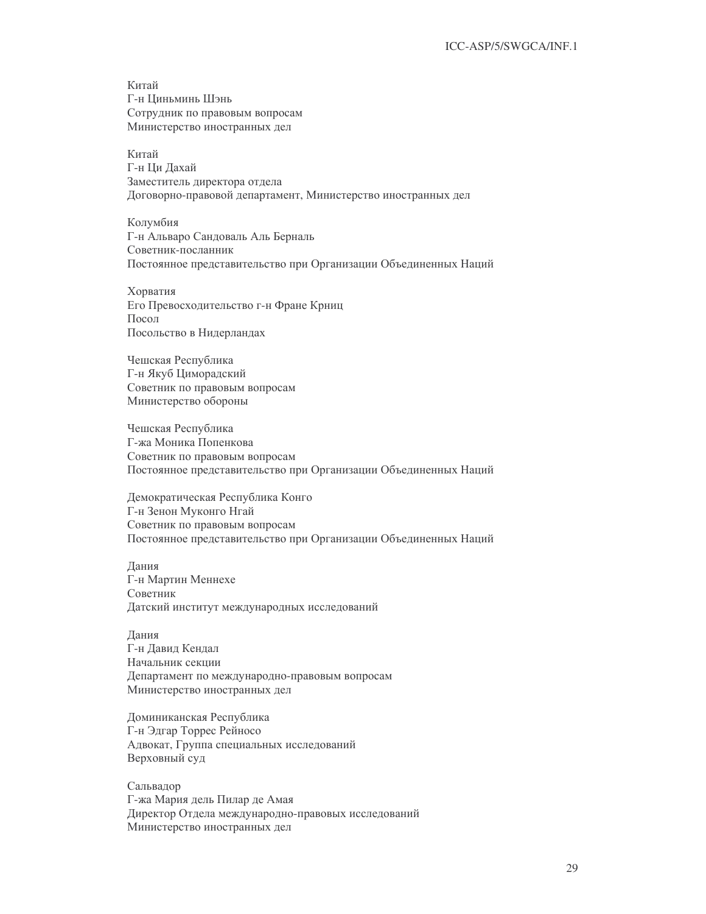Китай
Г-н Циньминь Шэнь
Сотрудник по правовым вопросам
Министерство иностранных дел

Китай
Г-н Ци Дахай
Заместитель директора отдела
Договорно-правовой департамент, Министерство иностранных дел

Колумбия
Г-н Альваро Сандоваль Аль Берналь
Советник-посланник
Постоянное представительство при Организации Объединенных Наций

Хорватия
Его Превосходительство г-н Фране Крниц
Посол
Посольство в Нидерландах

Чешская Республика
Г-н Якуб Цимoрадский
Советник по правовым вопросам
Министерство обороны

Чешская Республика
Г-жа Моника Попенкова
Советник по правовым вопросам
Постоянное представительство при Организации Объединенных Наций

Демократическая Республика Конго
Г-н Зенон Муконго Нгай
Советник по правовым вопросам
Постоянное представительство при Организации Объединенных Наций

Дания
Г-н Мартин Меннехе
Советник
Датский институт международных исследований

Дания
Г-н Давид Кендал
Начальник секции
Департамент по международно-правовым вопросам
Министерство иностранных дел

Доминиканская Республика
Г-н Эдгар Торрес Рейносо
Адвокат, Группа специальных исследований
Верховный суд

Сальвадор
Г-жа Мария дель Пилар де Амая
Директор Отдела международно-правовых исследований
Министерство иностранных дел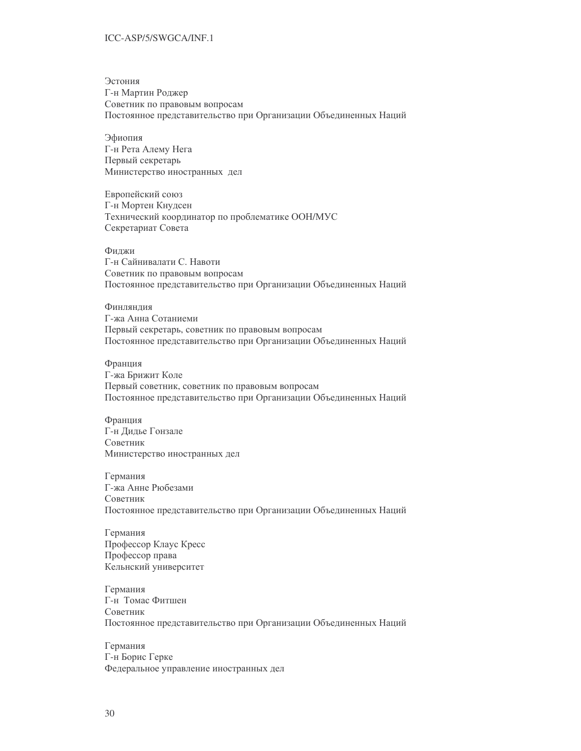Эстония
Г-н Мартин Роджер
Советник по правовым вопросам
Постоянное представительство при Организации Объединенных Наций

Эфиопия
Г-н Рета Алему Нега
Первый секретарь
Министерство иностранных дел

Европейский союз
Г-н Мортен Кнудсен
Технический координатор по проблематике ООН/МУС
Секретариат Совета

Фиджи
Г-н Сайнивалати С. Навоти
Советник по правовым вопросам
Постоянное представительство при Организации Объединенных Наций

Финляндия
Г-жа Анна Сотаниеми
Первый секретарь, советник по правовым вопросам
Постоянное представительство при Организации Объединенных Наций

Франция
Г-жа Брижит Коле
Первый советник, советник по правовым вопросам
Постоянное представительство при Организации Объединенных Наций

Франция
Г-н Дидье Гонзале
Советник
Министерство иностранных дел

Германия
Г-жа Анне Рюбезами
Советник
Постоянное представительство при Организации Объединенных Наций

Германия
Профессор Клаус Кресс
Профессор права
Кельнский университет

Германия
Г-н Томас Фитшен
Советник
Постоянное представительство при Организации Объединенных Наций

Германия
Г-н Борис Герке
Федеральное управление иностранных дел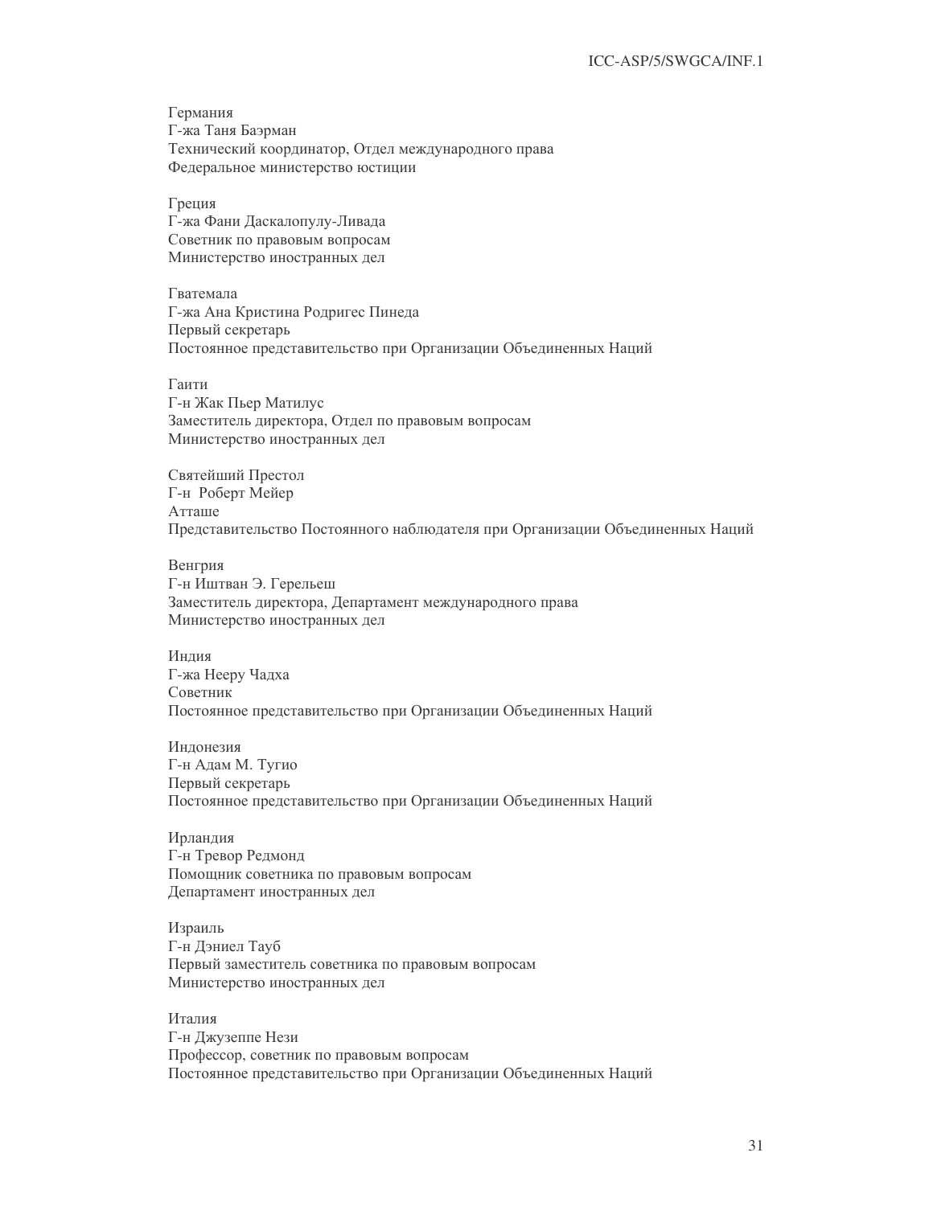Германия
Г-жа Таня Баэрман
Технический координатор, Отдел международного права
Федеральное министерство юстиции

Греция
Г-жа Фани Даскалопулу-Ливада
Советник по правовым вопросам
Министерство иностранных дел

Гватемала
Г-жа Ана Кристина Родригес Пинеда
Первый секретарь
Постоянное представительство при Организации Объединенных Наций

Гаити
Г-н Жак Пьер Матилус
Заместитель директора, Отдел по правовым вопросам
Министерство иностранных дел

Святейший Престол
Г-н Роберт Мейер
Атташе
Представительство Постоянного наблюдателя при Организации Объединенных Наций

Венгрия
Г-н Иштван Э. Герельеш
Заместитель директора, Департамент международного права
Министерство иностранных дел

Индия
Г-жа Нееру Чадха
Советник
Постоянное представительство при Организации Объединенных Наций

Индонезия
Г-н Адам М. Тугио
Первый секретарь
Постоянное представительство при Организации Объединенных Наций

Ирландия
Г-н Тревор Редмонд
Помощник советника по правовым вопросам
Департамент иностранных дел

Израиль
Г-н Дэниел Тауб
Первый заместитель советника по правовым вопросам
Министерство иностранных дел

Италия
Г-н Джузеппе Нези
Профессор, советник по правовым вопросам
Постоянное представительство при Организации Объединенных Наций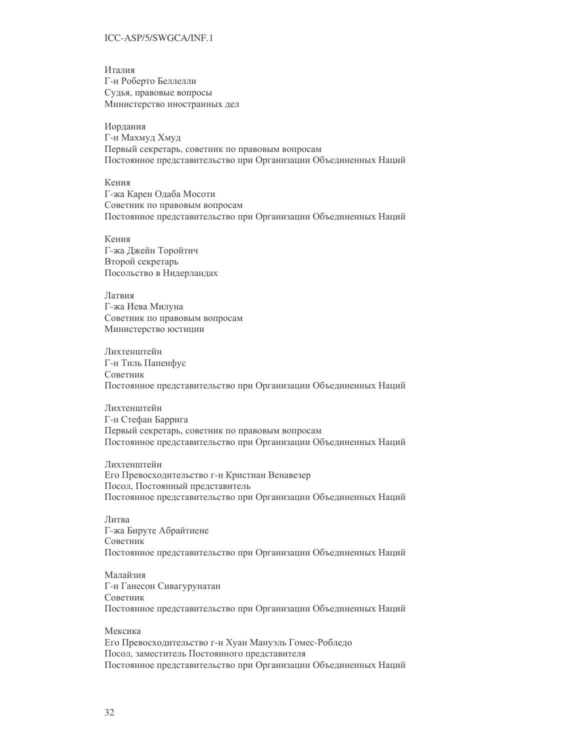Италия
Г-н Роберто Беллелли
Судья, правовые вопросы
Министерство иностранных дел

Иордания
Г-н Махмуд Хмуд
Первый секретарь, советник по правовым вопросам
Постоянное представительство при Организации Объединенных Наций

Кения
Г-жа Карен Одаба Мосоти
Советник по правовым вопросам
Постоянное представительство при Организации Объединенных Наций

Кения
Г-жа Джейн Торойтич
Второй секретарь
Посольство в Нидерландах

Латвия
Г-жа Иева Милуна
Советник по правовым вопросам
Министерство юстиции

Лихтенштейн
Г-н Тиль Папенфус
Советник
Постоянное представительство при Организации Объединенных Наций

Лихтенштейн
Г-н Стефан Баррига
Первый секретарь, советник по правовым вопросам
Постоянное представительство при Организации Объединенных Наций

Лихтенштейн
Его Превосходительство г-н Кристиан Венавезер
Посол, Постоянный представитель
Постоянное представительство при Организации Объединенных Наций

Литва
Г-жа Бируте Абрайтиене
Советник
Постоянное представительство при Организации Объединенных Наций

Малайзия
Г-н Ганесон Сивагурунатан
Советник
Постоянное представительство при Организации Объединенных Наций

Мексика
Его Превосходительство г-н Хуан Мануэль Гомес-Робледо
Посол, заместитель Постоянного представителя
Постоянное представительство при Организации Объединенных Наций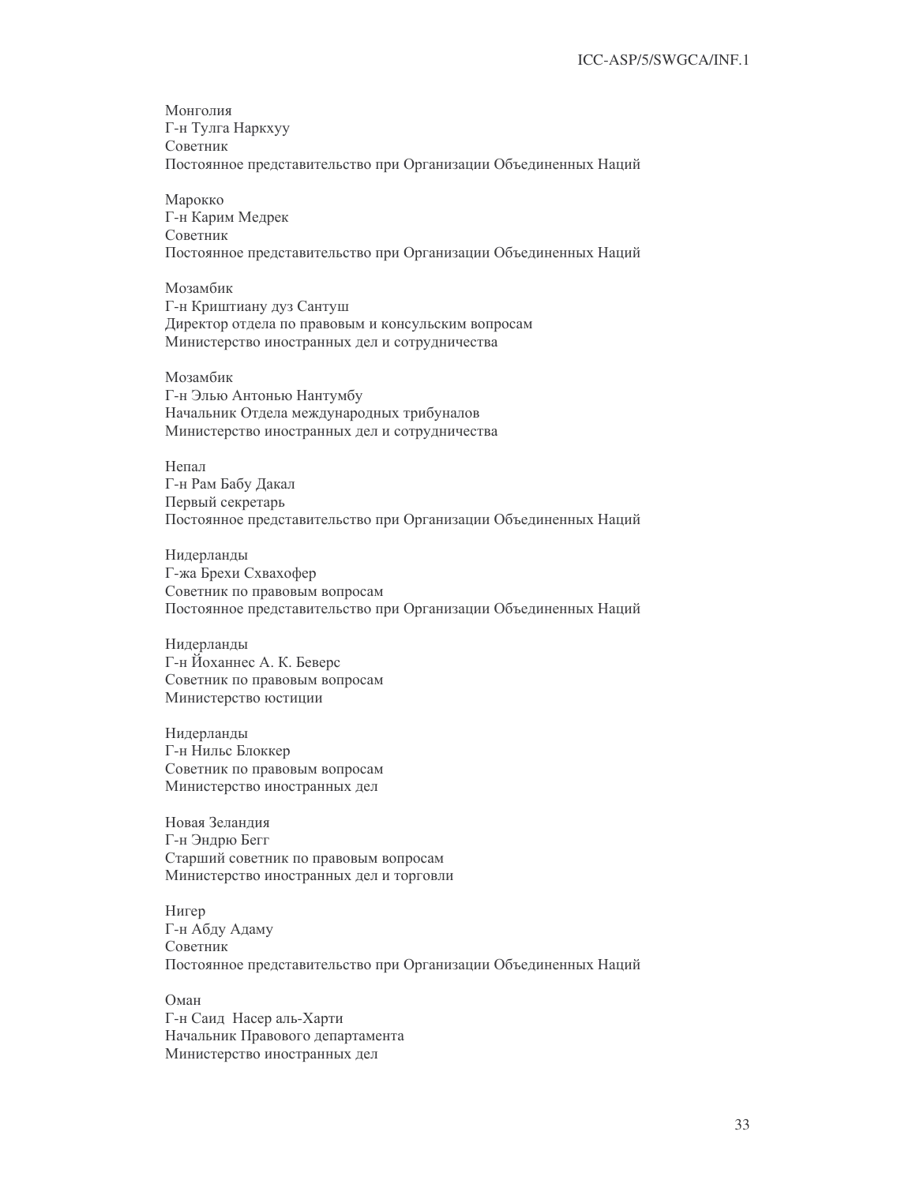Монголия
Г-н Тулга Нарkхуу
Советник
Постоянное представительство при Организации Объединенных Наций

Марокко
Г-н Карим Медрек
Советник
Постоянное представительство при Организации Объединенных Наций

Мозамбик
Г-н Криштиану дуз Сантуш
Директор отдела по правовым и консульским вопросам
Министерство иностранных дел и сотрудничества

Мозамбик
Г-н Элью Антонью Нантумбу
Начальник Отдела международных трибуналов
Министерство иностранных дел и сотрудничества

Непал
Г-н Рам Бабу Дакал
Первый секретарь
Постоянное представительство при Организации Объединенных Наций

Нидерланды
Г-жа Брехи Схвахофер
Советник по правовым вопросам
Постоянное представительство при Организации Объединенных Наций

Нидерланды
Г-н Йоханнес А. К. Беверс
Советник по правовым вопросам
Министерство юстиции

Нидерланды
Г-н Нильс Блоккер
Советник по правовым вопросам
Министерство иностранных дел

Новая Зеландия
Г-н Эндрю Бегг
Старший советник по правовым вопросам
Министерство иностранных дел и торговли

Нигер
Г-н Абду Адаму
Советник
Постоянное представительство при Организации Объединенных Наций

Оман
Г-н Саид  Насер аль-Харти
Начальник Правового департамента
Министерство иностранных дел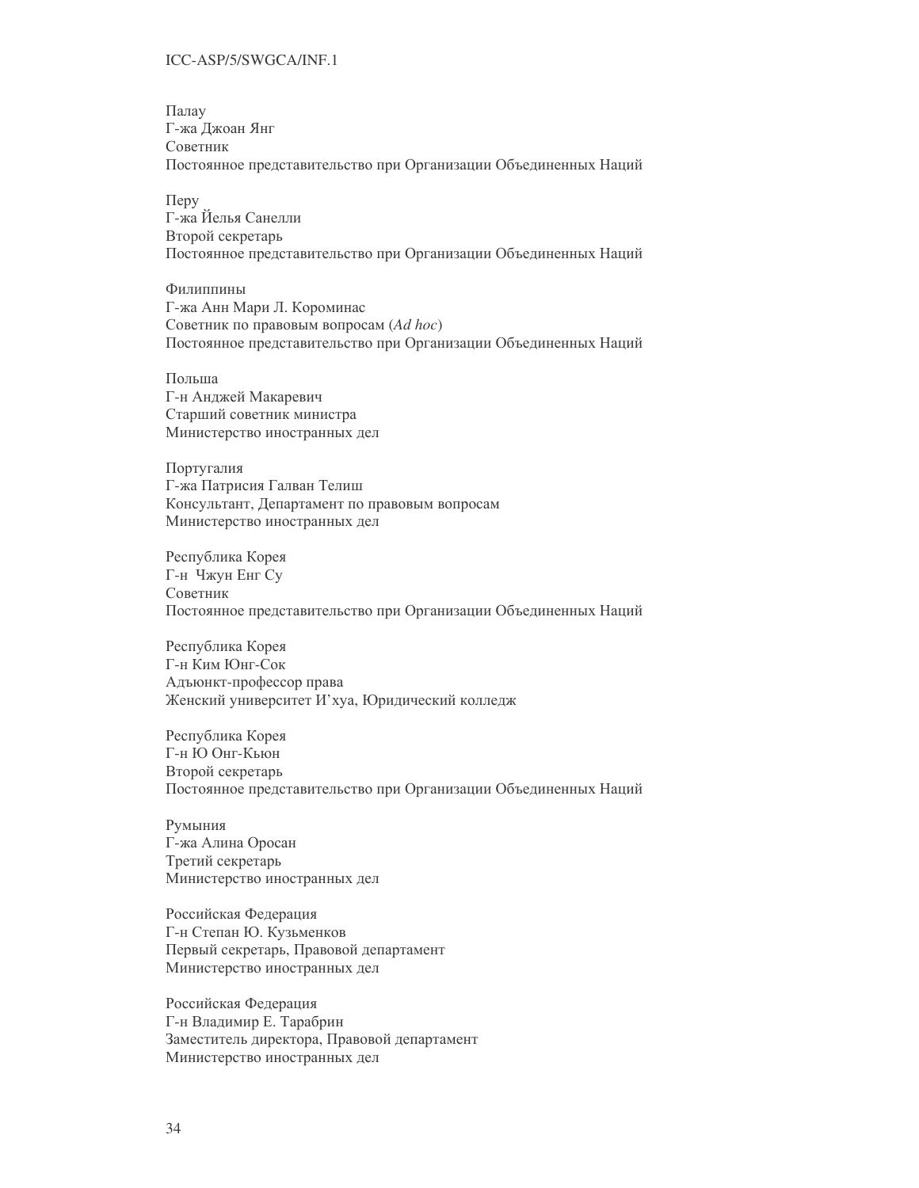Палау
Г-жа Джоан Янг
Советник
Постоянное представительство при Организации Объединенных Наций

Перу
Г-жа Йелья Санелли
Второй секретарь
Постоянное представительство при Организации Объединенных Наций

Филиппины
Г-жа Анн Мари Л. Короминас
Советник по правовым вопросам (*Ad hoc*)
Постоянное представительство при Организации Объединенных Наций

Польша
Г-н Анджей Макаревич
Старший советник министра
Министерство иностранных дел

Португалия
Г-жа Патрисия Галван Телиш
Консультант, Департамент по правовым вопросам
Министерство иностранных дел

Республика Корея
Г-н Чжун Енг Су
Советник
Постоянное представительство при Организации Объединенных Наций

Республика Корея
Г-н Ким Юнг-Сок
Адъюнкт-профессор права
Женский университет И'хуа, Юридический колледж

Республика Корея
Г-н Ю Онг-Кьюн
Второй секретарь
Постоянное представительство при Организации Объединенных Наций

Румыния
Г-жа Алина Оросан
Третий секретарь
Министерство иностранных дел

Российская Федерация
Г-н Степан Ю. Кузьменков
Первый секретарь, Правовой департамент
Министерство иностранных дел

Российская Федерация
Г-н Владимир Е. Тарабрин
Заместитель директора, Правовой департамент
Министерство иностранных дел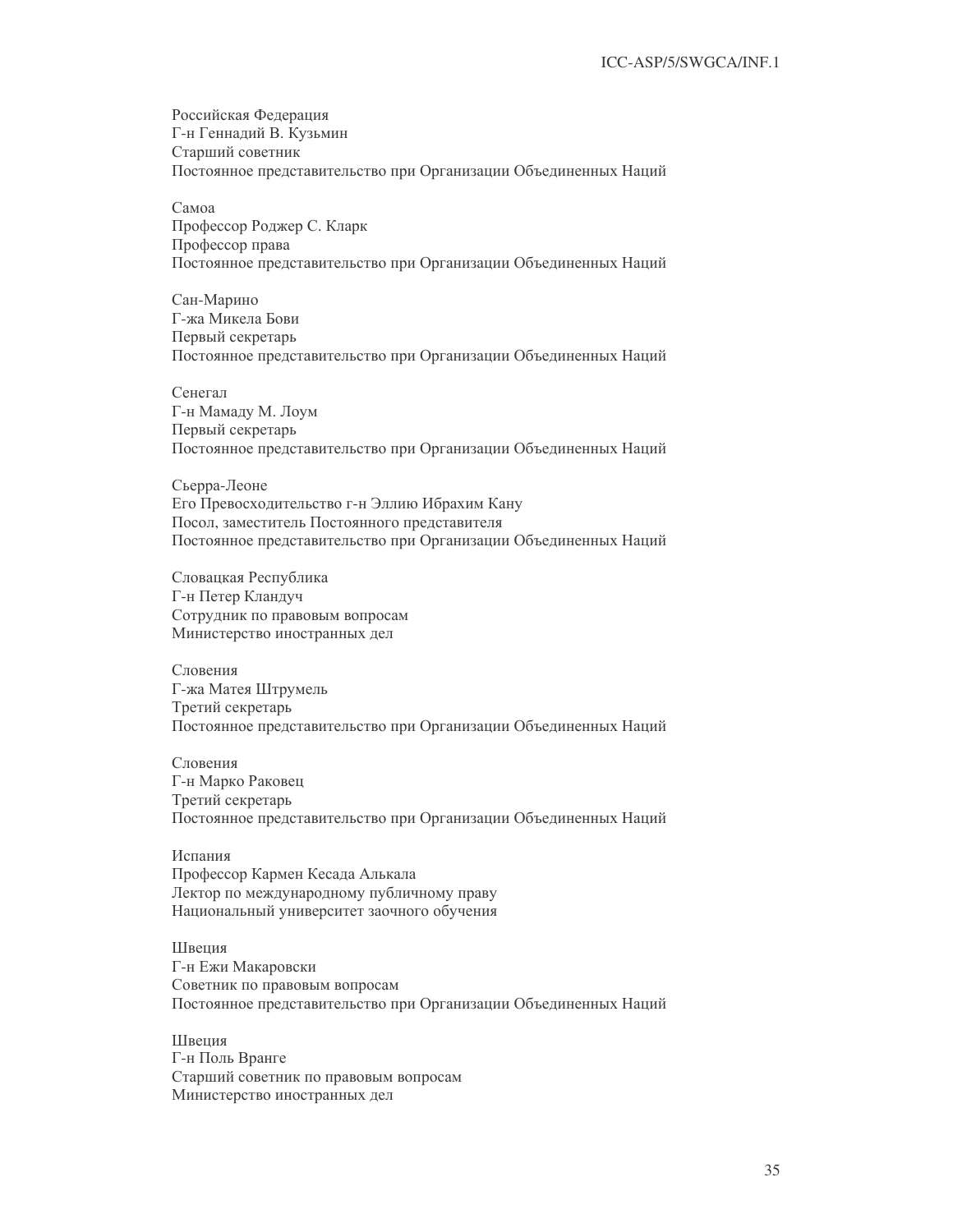Российская Федерация
Г-н Геннадий В. Кузьмин
Старший советник
Постоянное представительство при Организации Объединенных Наций

Самоа
Профессор Роджер С. Кларк
Профессор права
Постоянное представительство при Организации Объединенных Наций

Сан-Марино
Г-жа Микела Бови
Первый секретарь
Постоянное представительство при Организации Объединенных Наций

Сенегал
Г-н Мамаду М. Лоум
Первый секретарь
Постоянное представительство при Организации Объединенных Наций

Сьерра-Леоне
Его Превосходительство г-н Эллию Ибрахим Кану
Посол, заместитель Постоянного представителя
Постоянное представительство при Организации Объединенных Наций

Словацкая Республика
Г-н Петер Кландуч
Сотрудник по правовым вопросам
Министерство иностранных дел

Словения
Г-жа Матея Штрумель
Третий секретарь
Постоянное представительство при Организации Объединенных Наций

Словения
Г-н Марко Раковец
Третий секретарь
Постоянное представительство при Организации Объединенных Наций

Испания
Профессор Кармен Кесада Алькала
Лектор по международному публичному праву
Национальный университет заочного обучения

Швеция
Г-н Ежи Макаровски
Советник по правовым вопросам
Постоянное представительство при Организации Объединенных Наций

Швеция
Г-н Поль Вранге
Старший советник по правовым вопросам
Министерство иностранных дел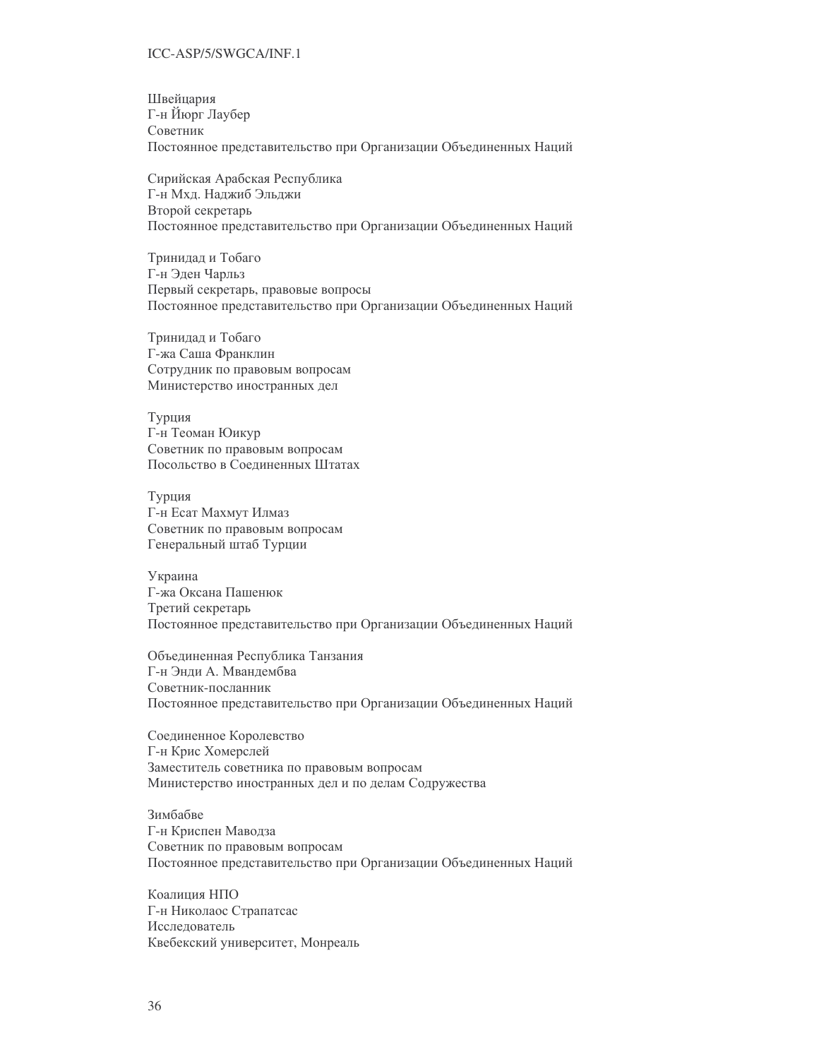Швейцария
Г-н Йюрг Лаубер
Советник
Постоянное представительство при Организации Объединенных Наций

Сирийская Арабская Республика
Г-н Мхд. Наджиб Эльджи
Второй секретарь
Постоянное представительство при Организации Объединенных Наций

Тринидад и Тобаго
Г-н Эден Чарльз
Первый секретарь, правовые вопросы
Постоянное представительство при Организации Объединенных Наций

Тринидад и Тобаго
Г-жа Саша Франклин
Сотрудник по правовым вопросам
Министерство иностранных дел

Турция
Г-н Теоман Юикур
Советник по правовым вопросам
Посольство в Соединенных Штатах

Турция
Г-н Есат Махмут Илмаз
Советник по правовым вопросам
Генеральный штаб Турции

Украина
Г-жа Оксана Пашенюк
Третий секретарь
Постоянное представительство при Организации Объединенных Наций

Объединенная Республика Танзания
Г-н Энди А. Мвандембва
Советник-посланник
Постоянное представительство при Организации Объединенных Наций

Соединенное Королевство
Г-н Крис Хомерслей
Заместитель советника по правовым вопросам
Министерство иностранных дел и по делам Содружества

Зимбабве
Г-н Криспен Мpayodза
Советник по правовым вопросам
Постоянное представительство при Организации Объединенных Наций

Коалиция НПО
Г-н Николаос Страпатсас
Исследователь
Квебекский университет, Монреаль

Швейцария
Г-н Йюрг Лаубер
Советник
Постоянное представительство при Организации Объединенных Наций

Сирийская Арабская Республика
Г-н Мхд. Наджиб Эльджи
Второй секретарь
Постоянное представительство при Организации Объединенных Наций

Тринидад и Тобаго
Г-н Эден Чарльз
Первый секретарь, правовые вопросы
Постоянное представительство при Организации Объединенных Наций

Тринидад и Тобаго
Г-жа Саша Франклин
Сотрудник по правовым вопросам
Министерство иностранных дел

Турция
Г-н Теоман Юикур
Советник по правовым вопросам
Посольство в Соединенных Штатах

Турция
Г-н Есат Махмут Илмаз
Советник по правовым вопросам
Генеральный штаб Турции

Украина
Г-жа Оксана Пашенюк
Третий секретарь
Постоянное представительство при Организации Объединенных Наций

Объединенная Республика Танзания
Г-н Энди А. Мвандембва
Советник-посланник
Постоянное представительство при Организации Объединенных Наций

Соединенное Королевство
Г-н Крис Хомерслей
Заместитель советника по правовым вопросам
Министерство иностранных дел и по делам Содружества

Зимбабве
Г-н Криспен Маводза
Советник по правовым вопросам
Постоянное представительство при Организации Объединенных Наций

Коалиция НПО
Г-н Николаос Страпатсас
Исследователь
Квебекский университет, Монреаль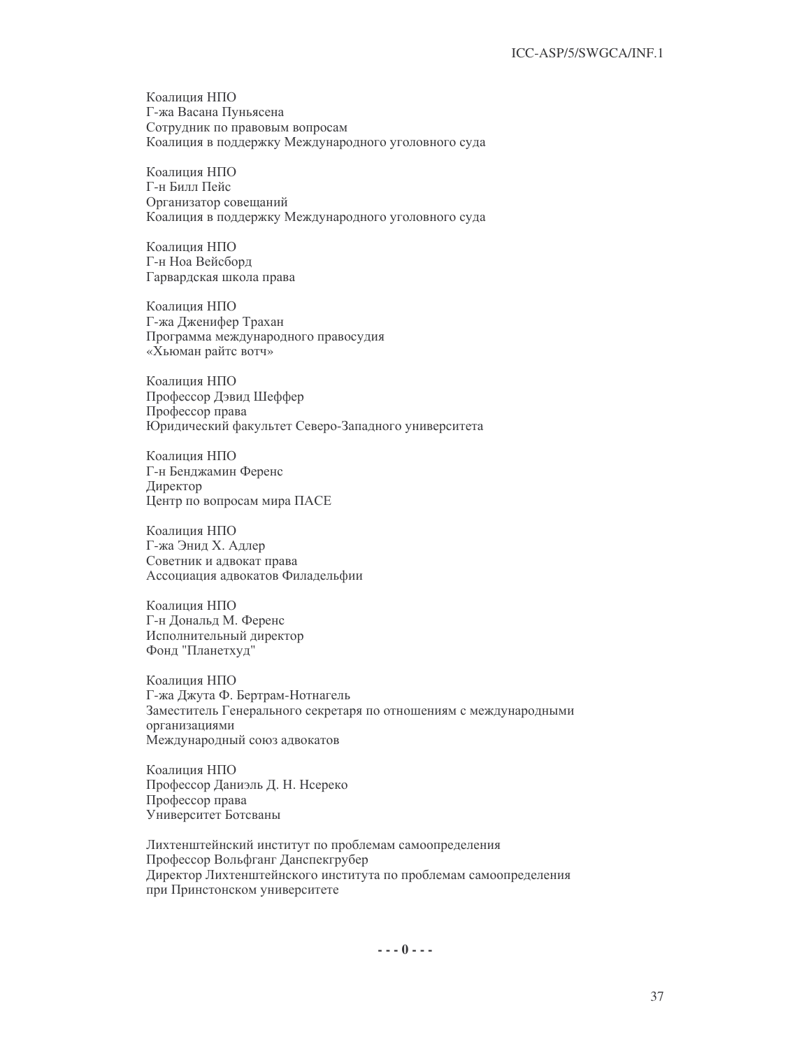Коалиция НПО
Г-жа Васана Пуньясена
Сотрудник по правовым вопросам
Коалиция в поддержку Международного уголовного суда

Коалиция НПО
Г-н Билл Пейс
Организатор совещаний
Коалиция в поддержку Международного уголовного суда

Коалиция НПО
Г-н Ноа Вейсборд
Гарвардская школа права

Коалиция НПО
Г-жа Дженифер Трахан
Программа международного правосудия
«Хьюман райтс вотч»

Коалиция НПО
Профессор Дэвид Шеффер
Профессор права
Юридический факультет Северо-Западного университета

Коалиция НПО
Г-н Бенджамин Ференс
Директор
Центр по вопросам мира ПАСЕ

Коалиция НПО
Г-жа Энид Х. Адлер
Советник и адвокат права
Ассоциация адвокатов Филадельфии

Коалиция НПО
Г-н Дональд М. Ференс
Исполнительный директор
Фонд "Планетхуд"

Коалиция НПО
Г-жа Джута Ф. Бертрам-Нотнагель
Заместитель Генерального секретаря по отношениям с международными организациями
Международный союз адвокатов

Коалиция НПО
Профессор Даниэль Д. Н. Нсереко
Профессор права
Университет Ботсваны

Лихтенштейнский институт по проблемам самоопределения
Профессор Вольфганг Данспекгрубер
Директор Лихтенштейнского института по проблемам самоопределения при Принстонском университете

**- - - 0 - - -**